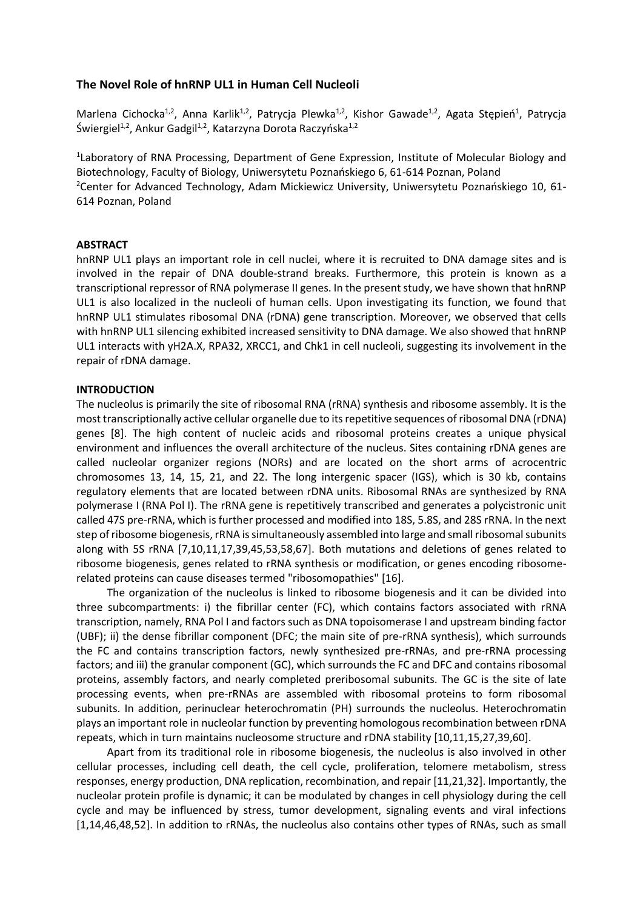# The Novel Role of hnRNP UL1 in Human Cell Nucleoli

Marlena Cichocka[1,2], Anna Karlik[1,2], Patrycja Plewka[1,2], Kishor Gawade[1,2], Agata Stępień[1], Patrycja Świergiel[1,2], Ankur Gadgil[1,2], Katarzyna Dorota Raczyńska[1,2]

[1]Laboratory of RNA Processing, Department of Gene Expression, Institute of Molecular Biology and Biotechnology, Faculty of Biology, Uniwersytetu Poznańskiego 6, 61-614 Poznan, Poland
[2]Center for Advanced Technology, Adam Mickiewicz University, Uniwersytetu Poznańskiego 10, 61-614 Poznan, Poland

## ABSTRACT

hnRNP UL1 plays an important role in cell nuclei, where it is recruited to DNA damage sites and is involved in the repair of DNA double-strand breaks. Furthermore, this protein is known as a transcriptional repressor of RNA polymerase II genes. In the present study, we have shown that hnRNP UL1 is also localized in the nucleoli of human cells. Upon investigating its function, we found that hnRNP UL1 stimulates ribosomal DNA (rDNA) gene transcription. Moreover, we observed that cells with hnRNP UL1 silencing exhibited increased sensitivity to DNA damage. We also showed that hnRNP UL1 interacts with γH2A.X, RPA32, XRCC1, and Chk1 in cell nucleoli, suggesting its involvement in the repair of rDNA damage.

## INTRODUCTION

The nucleolus is primarily the site of ribosomal RNA (rRNA) synthesis and ribosome assembly. It is the most transcriptionally active cellular organelle due to its repetitive sequences of ribosomal DNA (rDNA) genes [8]. The high content of nucleic acids and ribosomal proteins creates a unique physical environment and influences the overall architecture of the nucleus. Sites containing rDNA genes are called nucleolar organizer regions (NORs) and are located on the short arms of acrocentric chromosomes 13, 14, 15, 21, and 22. The long intergenic spacer (IGS), which is 30 kb, contains regulatory elements that are located between rDNA units. Ribosomal RNAs are synthesized by RNA polymerase I (RNA Pol I). The rRNA gene is repetitively transcribed and generates a polycistronic unit called 47S pre-rRNA, which is further processed and modified into 18S, 5.8S, and 28S rRNA. In the next step of ribosome biogenesis, rRNA is simultaneously assembled into large and small ribosomal subunits along with 5S rRNA [7,10,11,17,39,45,53,58,67]. Both mutations and deletions of genes related to ribosome biogenesis, genes related to rRNA synthesis or modification, or genes encoding ribosome-related proteins can cause diseases termed "ribosomopathies" [16].

The organization of the nucleolus is linked to ribosome biogenesis and it can be divided into three subcompartments: i) the fibrillar center (FC), which contains factors associated with rRNA transcription, namely, RNA Pol I and factors such as DNA topoisomerase I and upstream binding factor (UBF); ii) the dense fibrillar component (DFC; the main site of pre-rRNA synthesis), which surrounds the FC and contains transcription factors, newly synthesized pre-rRNAs, and pre-rRNA processing factors; and iii) the granular component (GC), which surrounds the FC and DFC and contains ribosomal proteins, assembly factors, and nearly completed preribosomal subunits. The GC is the site of late processing events, when pre-rRNAs are assembled with ribosomal proteins to form ribosomal subunits. In addition, perinuclear heterochromatin (PH) surrounds the nucleolus. Heterochromatin plays an important role in nucleolar function by preventing homologous recombination between rDNA repeats, which in turn maintains nucleosome structure and rDNA stability [10,11,15,27,39,60].

Apart from its traditional role in ribosome biogenesis, the nucleolus is also involved in other cellular processes, including cell death, the cell cycle, proliferation, telomere metabolism, stress responses, energy production, DNA replication, recombination, and repair [11,21,32]. Importantly, the nucleolar protein profile is dynamic; it can be modulated by changes in cell physiology during the cell cycle and may be influenced by stress, tumor development, signaling events and viral infections [1,14,46,48,52]. In addition to rRNAs, the nucleolus also contains other types of RNAs, such as small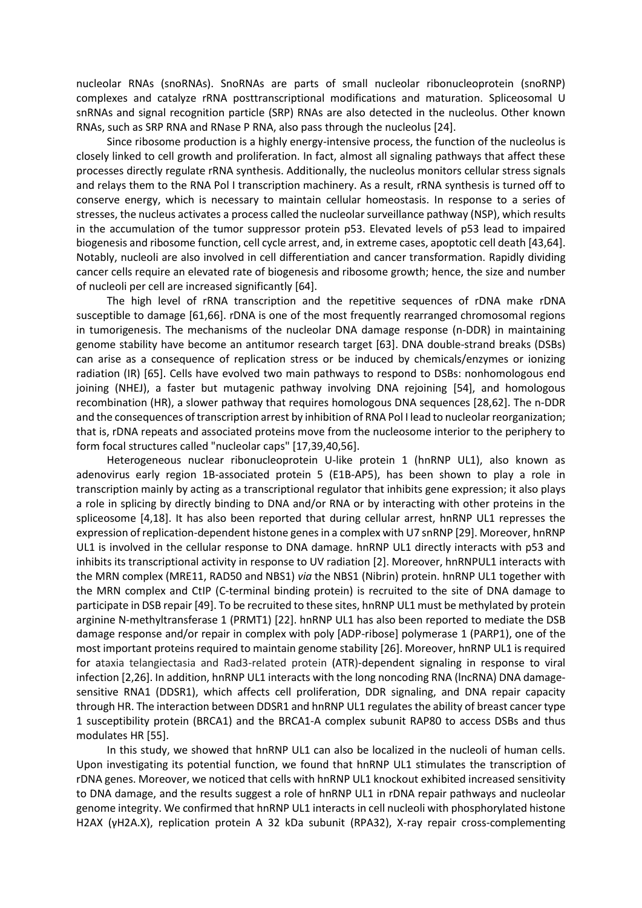nucleolar RNAs (snoRNAs). SnoRNAs are parts of small nucleolar ribonucleoprotein (snoRNP) complexes and catalyze rRNA posttranscriptional modifications and maturation. Spliceosomal U snRNAs and signal recognition particle (SRP) RNAs are also detected in the nucleolus. Other known RNAs, such as SRP RNA and RNase P RNA, also pass through the nucleolus [24].

Since ribosome production is a highly energy-intensive process, the function of the nucleolus is closely linked to cell growth and proliferation. In fact, almost all signaling pathways that affect these processes directly regulate rRNA synthesis. Additionally, the nucleolus monitors cellular stress signals and relays them to the RNA Pol I transcription machinery. As a result, rRNA synthesis is turned off to conserve energy, which is necessary to maintain cellular homeostasis. In response to a series of stresses, the nucleus activates a process called the nucleolar surveillance pathway (NSP), which results in the accumulation of the tumor suppressor protein p53. Elevated levels of p53 lead to impaired biogenesis and ribosome function, cell cycle arrest, and, in extreme cases, apoptotic cell death [43,64]. Notably, nucleoli are also involved in cell differentiation and cancer transformation. Rapidly dividing cancer cells require an elevated rate of biogenesis and ribosome growth; hence, the size and number of nucleoli per cell are increased significantly [64].

The high level of rRNA transcription and the repetitive sequences of rDNA make rDNA susceptible to damage [61,66]. rDNA is one of the most frequently rearranged chromosomal regions in tumorigenesis. The mechanisms of the nucleolar DNA damage response (n-DDR) in maintaining genome stability have become an antitumor research target [63]. DNA double-strand breaks (DSBs) can arise as a consequence of replication stress or be induced by chemicals/enzymes or ionizing radiation (IR) [65]. Cells have evolved two main pathways to respond to DSBs: nonhomologous end joining (NHEJ), a faster but mutagenic pathway involving DNA rejoining [54], and homologous recombination (HR), a slower pathway that requires homologous DNA sequences [28,62]. The n-DDR and the consequences of transcription arrest by inhibition of RNA Pol I lead to nucleolar reorganization; that is, rDNA repeats and associated proteins move from the nucleosome interior to the periphery to form focal structures called "nucleolar caps" [17,39,40,56].

Heterogeneous nuclear ribonucleoprotein U-like protein 1 (hnRNP UL1), also known as adenovirus early region 1B-associated protein 5 (E1B-AP5), has been shown to play a role in transcription mainly by acting as a transcriptional regulator that inhibits gene expression; it also plays a role in splicing by directly binding to DNA and/or RNA or by interacting with other proteins in the spliceosome [4,18]. It has also been reported that during cellular arrest, hnRNP UL1 represses the expression of replication-dependent histone genes in a complex with U7 snRNP [29]. Moreover, hnRNP UL1 is involved in the cellular response to DNA damage. hnRNP UL1 directly interacts with p53 and inhibits its transcriptional activity in response to UV radiation [2]. Moreover, hnRNPUL1 interacts with the MRN complex (MRE11, RAD50 and NBS1) *via* the NBS1 (Nibrin) protein. hnRNP UL1 together with the MRN complex and CtIP (C-terminal binding protein) is recruited to the site of DNA damage to participate in DSB repair [49]. To be recruited to these sites, hnRNP UL1 must be methylated by protein arginine N-methyltransferase 1 (PRMT1) [22]. hnRNP UL1 has also been reported to mediate the DSB damage response and/or repair in complex with poly [ADP-ribose] polymerase 1 (PARP1), one of the most important proteins required to maintain genome stability [26]. Moreover, hnRNP UL1 is required for ataxia telangiectasia and Rad3-related protein (ATR)-dependent signaling in response to viral infection [2,26]. In addition, hnRNP UL1 interacts with the long noncoding RNA (lncRNA) DNA damage-sensitive RNA1 (DDSR1), which affects cell proliferation, DDR signaling, and DNA repair capacity through HR. The interaction between DDSR1 and hnRNP UL1 regulates the ability of breast cancer type 1 susceptibility protein (BRCA1) and the BRCA1-A complex subunit RAP80 to access DSBs and thus modulates HR [55].

In this study, we showed that hnRNP UL1 can also be localized in the nucleoli of human cells. Upon investigating its potential function, we found that hnRNP UL1 stimulates the transcription of rDNA genes. Moreover, we noticed that cells with hnRNP UL1 knockout exhibited increased sensitivity to DNA damage, and the results suggest a role of hnRNP UL1 in rDNA repair pathways and nucleolar genome integrity. We confirmed that hnRNP UL1 interacts in cell nucleoli with phosphorylated histone H2AX (γH2A.X), replication protein A 32 kDa subunit (RPA32), X-ray repair cross-complementing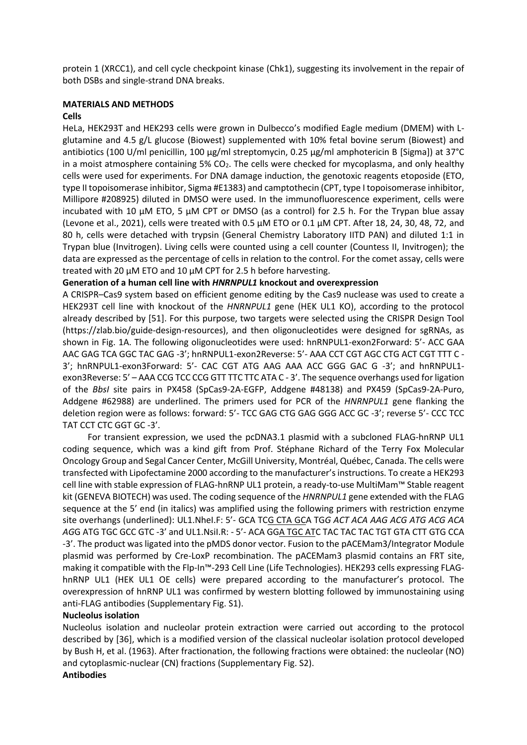protein 1 (XRCC1), and cell cycle checkpoint kinase (Chk1), suggesting its involvement in the repair of both DSBs and single-strand DNA breaks.

## MATERIALS AND METHODS

### Cells

HeLa, HEK293T and HEK293 cells were grown in Dulbecco's modified Eagle medium (DMEM) with L-glutamine and 4.5 g/L glucose (Biowest) supplemented with 10% fetal bovine serum (Biowest) and antibiotics (100 U/ml penicillin, 100 µg/ml streptomycin, 0.25 µg/ml amphotericin B [Sigma]) at 37°C in a moist atmosphere containing 5% $CO_2$. The cells were checked for mycoplasma, and only healthy cells were used for experiments. For DNA damage induction, the genotoxic reagents etoposide (ETO, type II topoisomerase inhibitor, Sigma #E1383) and camptothecin (CPT, type I topoisomerase inhibitor, Millipore #208925) diluted in DMSO were used. In the immunofluorescence experiment, cells were incubated with 10 µM ETO, 5 µM CPT or DMSO (as a control) for 2.5 h. For the Trypan blue assay (Levone et al., 2021), cells were treated with 0.5 µM ETO or 0.1 µM CPT. After 18, 24, 30, 48, 72, and 80 h, cells were detached with trypsin (General Chemistry Laboratory IITD PAN) and diluted 1:1 in Trypan blue (Invitrogen). Living cells were counted using a cell counter (Countess II, Invitrogen); the data are expressed as the percentage of cells in relation to the control. For the comet assay, cells were treated with 20 µM ETO and 10 µM CPT for 2.5 h before harvesting.

### Generation of a human cell line with *HNRNPUL1* knockout and overexpression

A CRISPR–Cas9 system based on efficient genome editing by the Cas9 nuclease was used to create a HEK293T cell line with knockout of the *HNRNPUL1* gene (HEK UL1 KO), according to the protocol already described by [51]. For this purpose, two targets were selected using the CRISPR Design Tool (https://zlab.bio/guide-design-resources), and then oligonucleotides were designed for sgRNAs, as shown in Fig. 1A. The following oligonucleotides were used: hnRNPUL1-exon2Forward: 5'- ACC GAA AAC GAG TCA GGC TAC GAG -3'; hnRNPUL1-exon2Reverse: 5'- AAA CCT CGT AGC CTG ACT CGT TTT C -3'; hnRNPUL1-exon3Forward: 5'- CAC CGT ATG AAG AAA ACC GGG GAC G -3'; and hnRNPUL1-exon3Reverse: 5' – AAA CCG TCC CCG GTT TTC TTC ATA C - 3'. The sequence overhangs used for ligation of the *BbsI* site pairs in PX458 (SpCas9-2A-EGFP, Addgene #48138) and PX459 (SpCas9-2A-Puro, Addgene #62988) are underlined. The primers used for PCR of the *HNRNPUL1* gene flanking the deletion region were as follows: forward: 5'- TCC GAG CTG GAG GGG ACC GC -3'; reverse 5'- CCC TCC TAT CCT CTC GGT GC -3'.

For transient expression, we used the pcDNA3.1 plasmid with a subcloned FLAG-hnRNP UL1 coding sequence, which was a kind gift from Prof. Stéphane Richard of the Terry Fox Molecular Oncology Group and Segal Cancer Center, McGill University, Montréal, Québec, Canada. The cells were transfected with Lipofectamine 2000 according to the manufacturer's instructions. To create a HEK293 cell line with stable expression of FLAG-hnRNP UL1 protein, a ready-to-use MultiMam™ Stable reagent kit (GENEVA BIOTECH) was used. The coding sequence of the *HNRNPUL1* gene extended with the FLAG sequence at the 5' end (in italics) was amplified using the following primers with restriction enzyme site overhangs (underlined): UL1.NheI.F: 5'- GCA TCG CTA GCA TG*G ACT ACA AAG ACG ATG ACG ACA AG*G ATG TGC GCC GTC -3' and UL1.NsiI.R: - 5'- ACA GGA TGC ATC TAC TAC TAC TGT GTA CTT GTG CCA -3'. The product was ligated into the pMDS donor vector. Fusion to the pACEMam3/Integrator Module plasmid was performed by Cre-LoxP recombination. The pACEMam3 plasmid contains an FRT site, making it compatible with the Flp-In™-293 Cell Line (Life Technologies). HEK293 cells expressing FLAG-hnRNP UL1 (HEK UL1 OE cells) were prepared according to the manufacturer's protocol. The overexpression of hnRNP UL1 was confirmed by western blotting followed by immunostaining using anti-FLAG antibodies (Supplementary Fig. S1).

### Nucleolus isolation

Nucleolus isolation and nucleolar protein extraction were carried out according to the protocol described by [36], which is a modified version of the classical nucleolar isolation protocol developed by Bush H, et al. (1963). After fractionation, the following fractions were obtained: the nucleolar (NO) and cytoplasmic-nuclear (CN) fractions (Supplementary Fig. S2).

### Antibodies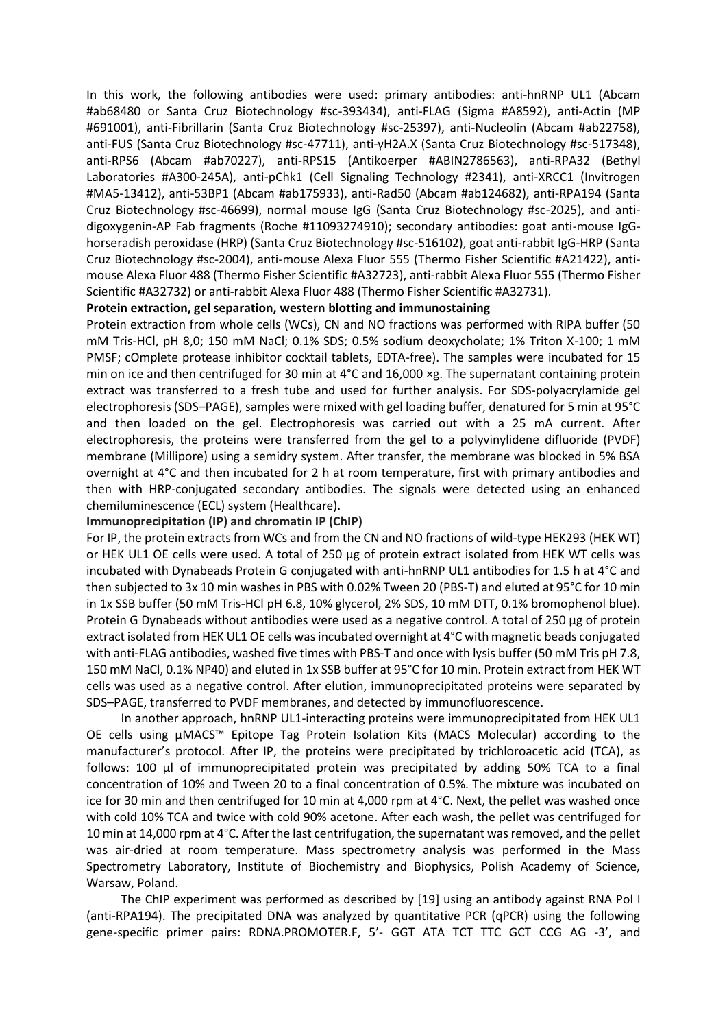In this work, the following antibodies were used: primary antibodies: anti-hnRNP UL1 (Abcam #ab68480 or Santa Cruz Biotechnology #sc-393434), anti-FLAG (Sigma #A8592), anti-Actin (MP #691001), anti-Fibrillarin (Santa Cruz Biotechnology #sc-25397), anti-Nucleolin (Abcam #ab22758), anti-FUS (Santa Cruz Biotechnology #sc-47711), anti-γH2A.X (Santa Cruz Biotechnology #sc-517348), anti-RPS6 (Abcam #ab70227), anti-RPS15 (Antikoerper #ABIN2786563), anti-RPA32 (Bethyl Laboratories #A300-245A), anti-pChk1 (Cell Signaling Technology #2341), anti-XRCC1 (Invitrogen #MA5-13412), anti-53BP1 (Abcam #ab175933), anti-Rad50 (Abcam #ab124682), anti-RPA194 (Santa Cruz Biotechnology #sc-46699), normal mouse IgG (Santa Cruz Biotechnology #sc-2025), and anti-digoxygenin-AP Fab fragments (Roche #11093274910); secondary antibodies: goat anti-mouse IgG-horseradish peroxidase (HRP) (Santa Cruz Biotechnology #sc-516102), goat anti-rabbit IgG-HRP (Santa Cruz Biotechnology #sc-2004), anti-mouse Alexa Fluor 555 (Thermo Fisher Scientific #A21422), anti-mouse Alexa Fluor 488 (Thermo Fisher Scientific #A32723), anti-rabbit Alexa Fluor 555 (Thermo Fisher Scientific #A32732) or anti-rabbit Alexa Fluor 488 (Thermo Fisher Scientific #A32731).

**Protein extraction, gel separation, western blotting and immunostaining**

Protein extraction from whole cells (WCs), CN and NO fractions was performed with RIPA buffer (50 mM Tris-HCl, pH 8,0; 150 mM NaCl; 0.1% SDS; 0.5% sodium deoxycholate; 1% Triton X-100; 1 mM PMSF; cOmplete protease inhibitor cocktail tablets, EDTA-free). The samples were incubated for 15 min on ice and then centrifuged for 30 min at 4°C and 16,000 ×g. The supernatant containing protein extract was transferred to a fresh tube and used for further analysis. For SDS-polyacrylamide gel electrophoresis (SDS–PAGE), samples were mixed with gel loading buffer, denatured for 5 min at 95°C and then loaded on the gel. Electrophoresis was carried out with a 25 mA current. After electrophoresis, the proteins were transferred from the gel to a polyvinylidene difluoride (PVDF) membrane (Millipore) using a semidry system. After transfer, the membrane was blocked in 5% BSA overnight at 4°C and then incubated for 2 h at room temperature, first with primary antibodies and then with HRP-conjugated secondary antibodies. The signals were detected using an enhanced chemiluminescence (ECL) system (Healthcare).

**Immunoprecipitation (IP) and chromatin IP (ChIP)**

For IP, the protein extracts from WCs and from the CN and NO fractions of wild-type HEK293 (HEK WT) or HEK UL1 OE cells were used. A total of 250 µg of protein extract isolated from HEK WT cells was incubated with Dynabeads Protein G conjugated with anti-hnRNP UL1 antibodies for 1.5 h at 4°C and then subjected to 3x 10 min washes in PBS with 0.02% Tween 20 (PBS-T) and eluted at 95°C for 10 min in 1x SSB buffer (50 mM Tris-HCl pH 6.8, 10% glycerol, 2% SDS, 10 mM DTT, 0.1% bromophenol blue). Protein G Dynabeads without antibodies were used as a negative control. A total of 250 µg of protein extract isolated from HEK UL1 OE cells was incubated overnight at 4°C with magnetic beads conjugated with anti-FLAG antibodies, washed five times with PBS-T and once with lysis buffer (50 mM Tris pH 7.8, 150 mM NaCl, 0.1% NP40) and eluted in 1x SSB buffer at 95°C for 10 min. Protein extract from HEK WT cells was used as a negative control. After elution, immunoprecipitated proteins were separated by SDS–PAGE, transferred to PVDF membranes, and detected by immunofluorescence.

In another approach, hnRNP UL1-interacting proteins were immunoprecipitated from HEK UL1 OE cells using µMACS™ Epitope Tag Protein Isolation Kits (MACS Molecular) according to the manufacturer's protocol. After IP, the proteins were precipitated by trichloroacetic acid (TCA), as follows: 100 µl of immunoprecipitated protein was precipitated by adding 50% TCA to a final concentration of 10% and Tween 20 to a final concentration of 0.5%. The mixture was incubated on ice for 30 min and then centrifuged for 10 min at 4,000 rpm at 4°C. Next, the pellet was washed once with cold 10% TCA and twice with cold 90% acetone. After each wash, the pellet was centrifuged for 10 min at 14,000 rpm at 4°C. After the last centrifugation, the supernatant was removed, and the pellet was air-dried at room temperature. Mass spectrometry analysis was performed in the Mass Spectrometry Laboratory, Institute of Biochemistry and Biophysics, Polish Academy of Science, Warsaw, Poland.

The ChIP experiment was performed as described by [19] using an antibody against RNA Pol I (anti-RPA194). The precipitated DNA was analyzed by quantitative PCR (qPCR) using the following gene-specific primer pairs: RDNA.PROMOTER.F, 5'- GGT ATA TCT TTC GCT CCG AG -3', and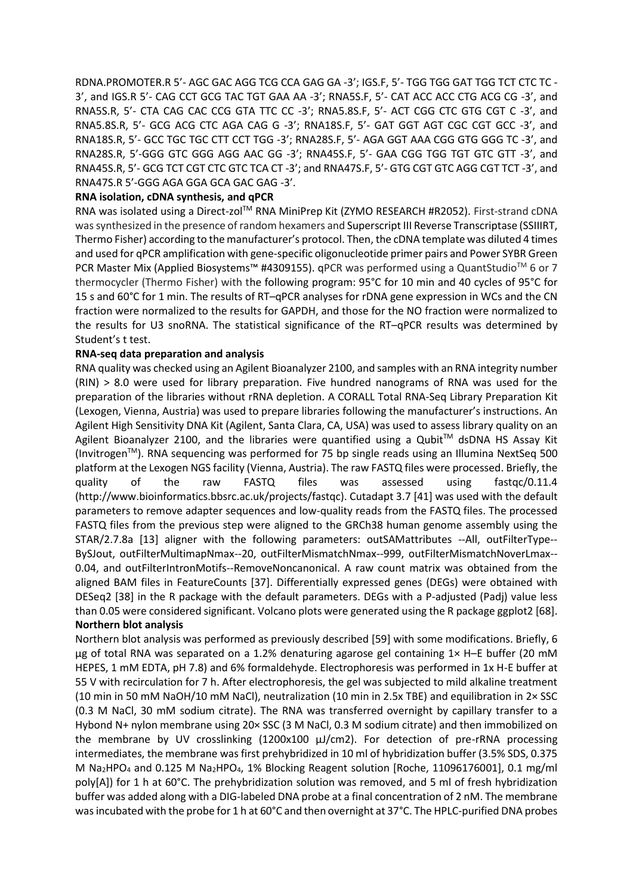RDNA.PROMOTER.R 5'- AGC GAC AGG TCG CCA GAG GA -3'; IGS.F, 5'- TGG TGG GAT TGG TCT CTC TC -3', and IGS.R 5'- CAG CCT GCG TAC TGT GAA AA -3'; RNA5S.F, 5'- CAT ACC ACC CTG ACG CG -3', and RNA5S.R, 5'- CTA CAG CAC CCG GTA TTC CC -3'; RNA5.8S.F, 5'- ACT CGG CTC GTG CGT C -3', and RNA5.8S.R, 5'- GCG ACG CTC AGA CAG G -3'; RNA18S.F, 5'- GAT GGT AGT CGC CGT GCC -3', and RNA18S.R, 5'- GCC TGC TGC CTT CCT TGG -3'; RNA28S.F, 5'- AGA GGT AAA CGG GTG GGG TC -3', and RNA28S.R, 5'-GGG GTC GGG AGG AAC GG -3'; RNA45S.F, 5'- GAA CGG TGG TGT GTC GTT -3', and RNA45S.R, 5'- GCG TCT CGT CTC GTC TCA CT -3'; and RNA47S.F, 5'- GTG CGT GTC AGG CGT TCT -3', and RNA47S.R 5'-GGG AGA GGA GCA GAC GAG -3'.

**RNA isolation, cDNA synthesis, and qPCR**

RNA was isolated using a Direct-zol™ RNA MiniPrep Kit (ZYMO RESEARCH #R2052). First-strand cDNA was synthesized in the presence of random hexamers and Superscript III Reverse Transcriptase (SSIIIRT, Thermo Fisher) according to the manufacturer's protocol. Then, the cDNA template was diluted 4 times and used for qPCR amplification with gene-specific oligonucleotide primer pairs and Power SYBR Green PCR Master Mix (Applied Biosystems™ #4309155). qPCR was performed using a QuantStudio™ 6 or 7 thermocycler (Thermo Fisher) with the following program: 95°C for 10 min and 40 cycles of 95°C for 15 s and 60°C for 1 min. The results of RT–qPCR analyses for rDNA gene expression in WCs and the CN fraction were normalized to the results for GAPDH, and those for the NO fraction were normalized to the results for U3 snoRNA. The statistical significance of the RT–qPCR results was determined by Student's t test.

**RNA-seq data preparation and analysis**

RNA quality was checked using an Agilent Bioanalyzer 2100, and samples with an RNA integrity number (RIN) > 8.0 were used for library preparation. Five hundred nanograms of RNA was used for the preparation of the libraries without rRNA depletion. A CORALL Total RNA-Seq Library Preparation Kit (Lexogen, Vienna, Austria) was used to prepare libraries following the manufacturer's instructions. An Agilent High Sensitivity DNA Kit (Agilent, Santa Clara, CA, USA) was used to assess library quality on an Agilent Bioanalyzer 2100, and the libraries were quantified using a Qubit™ dsDNA HS Assay Kit (Invitrogen™). RNA sequencing was performed for 75 bp single reads using an Illumina NextSeq 500 platform at the Lexogen NGS facility (Vienna, Austria). The raw FASTQ files were processed. Briefly, the quality of the raw FASTQ files was assessed using fastqc/0.11.4 (http://www.bioinformatics.bbsrc.ac.uk/projects/fastqc). Cutadapt 3.7 [41] was used with the default parameters to remove adapter sequences and low-quality reads from the FASTQ files. The processed FASTQ files from the previous step were aligned to the GRCh38 human genome assembly using the STAR/2.7.8a [13] aligner with the following parameters: outSAMattributes --All, outFilterType--BySJout, outFilterMultimapNmax--20, outFilterMismatchNmax--999, outFilterMismatchNoverLmax--0.04, and outFilterIntronMotifs--RemoveNoncanonical. A raw count matrix was obtained from the aligned BAM files in FeatureCounts [37]. Differentially expressed genes (DEGs) were obtained with DESeq2 [38] in the R package with the default parameters. DEGs with a P-adjusted (Padj) value less than 0.05 were considered significant. Volcano plots were generated using the R package ggplot2 [68].

**Northern blot analysis**

Northern blot analysis was performed as previously described [59] with some modifications. Briefly, 6 μg of total RNA was separated on a 1.2% denaturing agarose gel containing 1× H–E buffer (20 mM HEPES, 1 mM EDTA, pH 7.8) and 6% formaldehyde. Electrophoresis was performed in 1x H-E buffer at 55 V with recirculation for 7 h. After electrophoresis, the gel was subjected to mild alkaline treatment (10 min in 50 mM NaOH/10 mM NaCl), neutralization (10 min in 2.5x TBE) and equilibration in 2× SSC (0.3 M NaCl, 30 mM sodium citrate). The RNA was transferred overnight by capillary transfer to a Hybond N+ nylon membrane using 20× SSC (3 M NaCl, 0.3 M sodium citrate) and then immobilized on the membrane by UV crosslinking (1200x100 μJ/cm2). For detection of pre-rRNA processing intermediates, the membrane was first prehybridized in 10 ml of hybridization buffer (3.5% SDS, 0.375 M $Na_2HPO_4$ and 0.125 M $Na_2HPO_4$, 1% Blocking Reagent solution [Roche, 11096176001], 0.1 mg/ml poly[A]) for 1 h at 60°C. The prehybridization solution was removed, and 5 ml of fresh hybridization buffer was added along with a DIG-labeled DNA probe at a final concentration of 2 nM. The membrane was incubated with the probe for 1 h at 60°C and then overnight at 37°C. The HPLC-purified DNA probes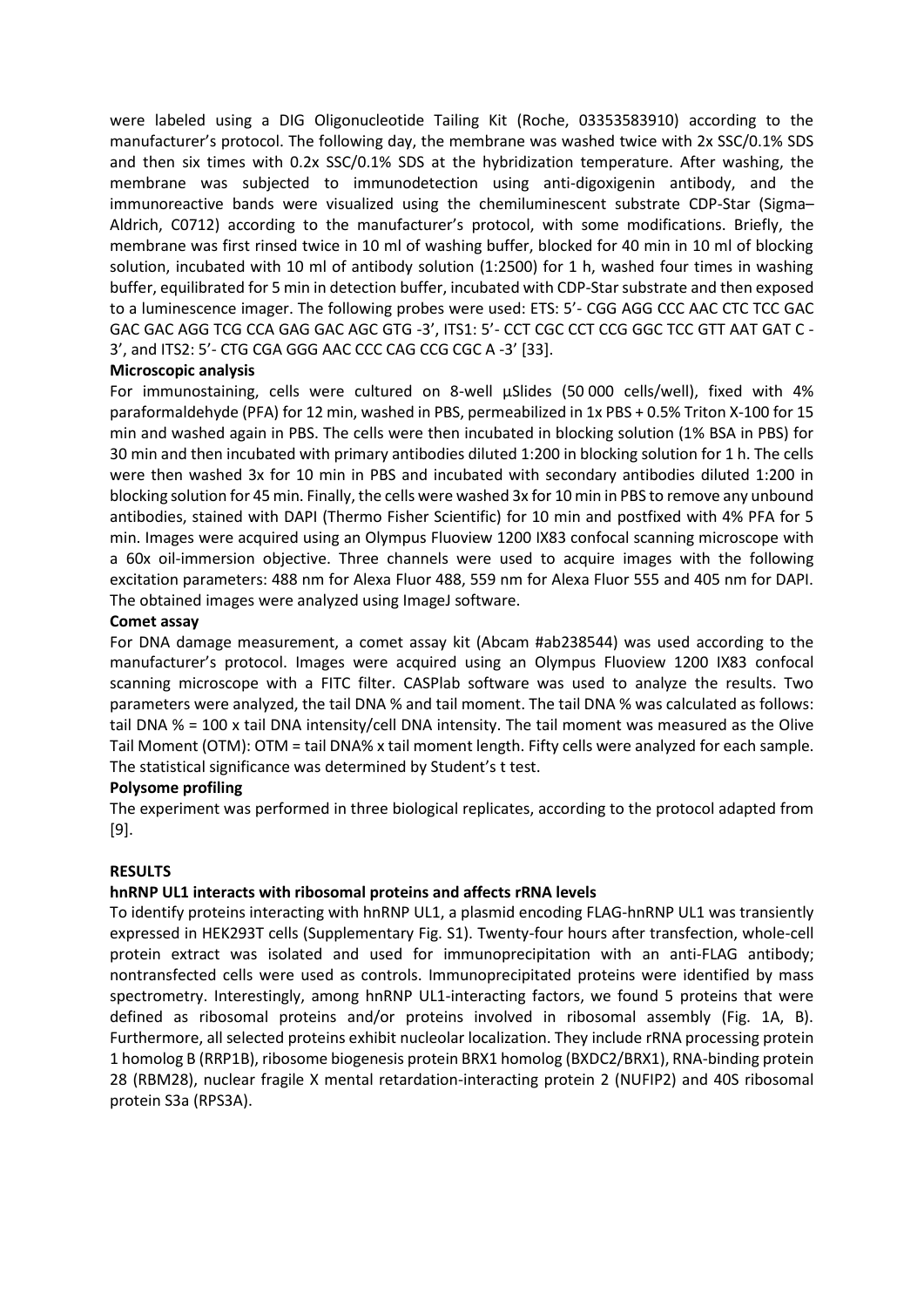were labeled using a DIG Oligonucleotide Tailing Kit (Roche, 03353583910) according to the manufacturer's protocol. The following day, the membrane was washed twice with 2x SSC/0.1% SDS and then six times with 0.2x SSC/0.1% SDS at the hybridization temperature. After washing, the membrane was subjected to immunodetection using anti-digoxigenin antibody, and the immunoreactive bands were visualized using the chemiluminescent substrate CDP-Star (Sigma–Aldrich, C0712) according to the manufacturer's protocol, with some modifications. Briefly, the membrane was first rinsed twice in 10 ml of washing buffer, blocked for 40 min in 10 ml of blocking solution, incubated with 10 ml of antibody solution (1:2500) for 1 h, washed four times in washing buffer, equilibrated for 5 min in detection buffer, incubated with CDP-Star substrate and then exposed to a luminescence imager. The following probes were used: ETS: 5'- CGG AGG CCC AAC CTC TCC GAC GAC GAC AGG TCG CCA GAG GAC AGC GTG -3', ITS1: 5'- CCT CGC CCT CCG GGC TCC GTT AAT GAT C -3', and ITS2: 5'- CTG CGA GGG AAC CCC CAG CCG CGC A -3' [33].

**Microscopic analysis**

For immunostaining, cells were cultured on 8-well µSlides (50 000 cells/well), fixed with 4% paraformaldehyde (PFA) for 12 min, washed in PBS, permeabilized in 1x PBS + 0.5% Triton X-100 for 15 min and washed again in PBS. The cells were then incubated in blocking solution (1% BSA in PBS) for 30 min and then incubated with primary antibodies diluted 1:200 in blocking solution for 1 h. The cells were then washed 3x for 10 min in PBS and incubated with secondary antibodies diluted 1:200 in blocking solution for 45 min. Finally, the cells were washed 3x for 10 min in PBS to remove any unbound antibodies, stained with DAPI (Thermo Fisher Scientific) for 10 min and postfixed with 4% PFA for 5 min. Images were acquired using an Olympus Fluoview 1200 IX83 confocal scanning microscope with a 60x oil-immersion objective. Three channels were used to acquire images with the following excitation parameters: 488 nm for Alexa Fluor 488, 559 nm for Alexa Fluor 555 and 405 nm for DAPI. The obtained images were analyzed using ImageJ software.

**Comet assay**

For DNA damage measurement, a comet assay kit (Abcam #ab238544) was used according to the manufacturer's protocol. Images were acquired using an Olympus Fluoview 1200 IX83 confocal scanning microscope with a FITC filter. CASPlab software was used to analyze the results. Two parameters were analyzed, the tail DNA % and tail moment. The tail DNA % was calculated as follows: tail DNA % = 100 x tail DNA intensity/cell DNA intensity. The tail moment was measured as the Olive Tail Moment (OTM): OTM = tail DNA% x tail moment length. Fifty cells were analyzed for each sample. The statistical significance was determined by Student's t test.

**Polysome profiling**

The experiment was performed in three biological replicates, according to the protocol adapted from [9].

**RESULTS**

**hnRNP UL1 interacts with ribosomal proteins and affects rRNA levels**

To identify proteins interacting with hnRNP UL1, a plasmid encoding FLAG-hnRNP UL1 was transiently expressed in HEK293T cells (Supplementary Fig. S1). Twenty-four hours after transfection, whole-cell protein extract was isolated and used for immunoprecipitation with an anti-FLAG antibody; nontransfected cells were used as controls. Immunoprecipitated proteins were identified by mass spectrometry. Interestingly, among hnRNP UL1-interacting factors, we found 5 proteins that were defined as ribosomal proteins and/or proteins involved in ribosomal assembly (Fig. 1A, B). Furthermore, all selected proteins exhibit nucleolar localization. They include rRNA processing protein 1 homolog B (RRP1B), ribosome biogenesis protein BRX1 homolog (BXDC2/BRX1), RNA-binding protein 28 (RBM28), nuclear fragile X mental retardation-interacting protein 2 (NUFIP2) and 40S ribosomal protein S3a (RPS3A).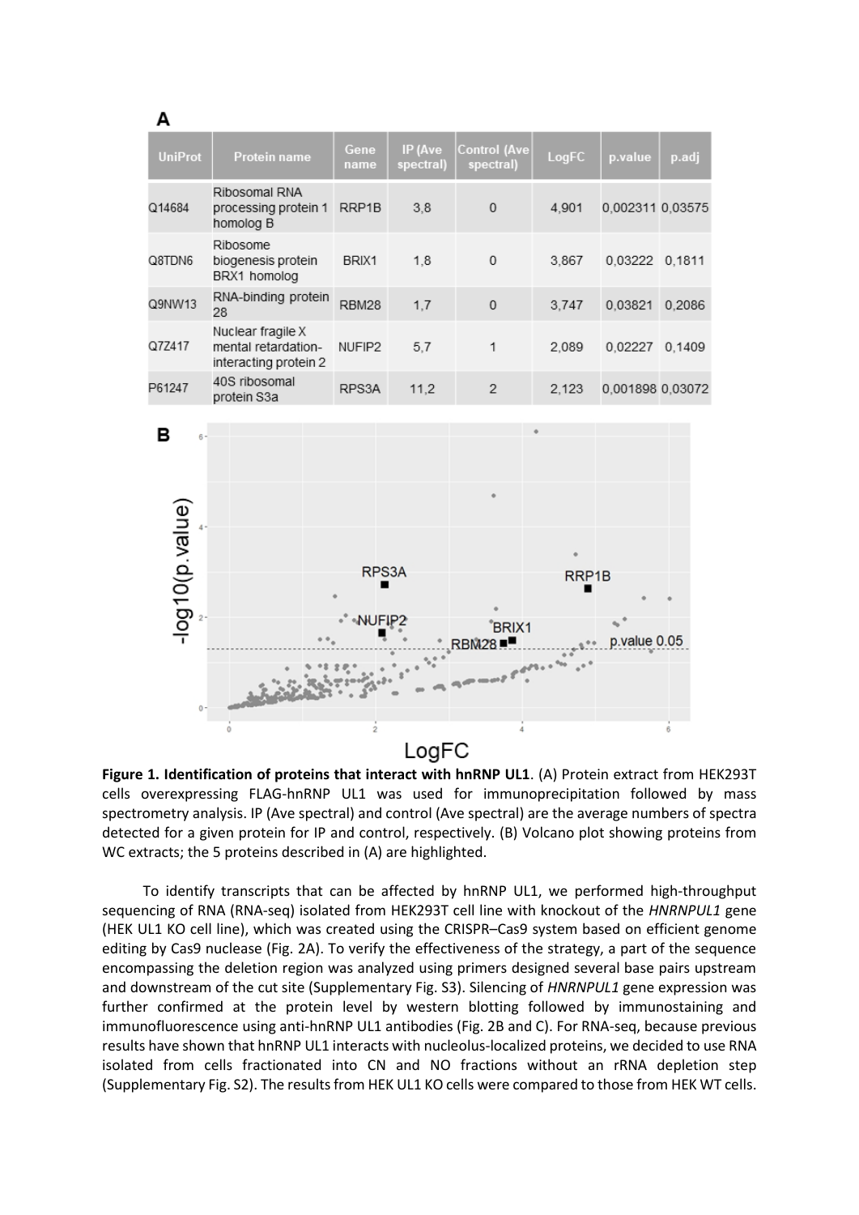**A**

| UniProt | Protein name | Gene name | IP (Ave spectral) | Control (Ave spectral) | LogFC | p.value | p.adj |
|---|---|---|---|---|---|---|---|
| Q14684 | Ribosomal RNA processing protein 1 homolog B | RRP1B | 3,8 | 0 | 4,901 | 0,002311 | 0,03575 |
| Q8TDN6 | Ribosome biogenesis protein BRX1 homolog | BRIX1 | 1,8 | 0 | 3,867 | 0,03222 | 0,1811 |
| Q9NW13 | RNA-binding protein 28 | RBM28 | 1,7 | 0 | 3,747 | 0,03821 | 0,2086 |
| Q7Z417 | Nuclear fragile X mental retardation-interacting protein 2 | NUFIP2 | 5,7 | 1 | 2,089 | 0,02227 | 0,1409 |
| P61247 | 40S ribosomal protein S3a | RPS3A | 11,2 | 2 | 2,123 | 0,001898 | 0,03072 |

**Figure 1. Identification of proteins that interact with hnRNP UL1**. (A) Protein extract from HEK293T cells overexpressing FLAG-hnRNP UL1 was used for immunoprecipitation followed by mass spectrometry analysis. IP (Ave spectral) and control (Ave spectral) are the average numbers of spectra detected for a given protein for IP and control, respectively. (B) Volcano plot showing proteins from WC extracts; the 5 proteins described in (A) are highlighted.

To identify transcripts that can be affected by hnRNP UL1, we performed high-throughput sequencing of RNA (RNA-seq) isolated from HEK293T cell line with knockout of the *HNRNPUL1* gene (HEK UL1 KO cell line), which was created using the CRISPR–Cas9 system based on efficient genome editing by Cas9 nuclease (Fig. 2A). To verify the effectiveness of the strategy, a part of the sequence encompassing the deletion region was analyzed using primers designed several base pairs upstream and downstream of the cut site (Supplementary Fig. S3). Silencing of *HNRNPUL1* gene expression was further confirmed at the protein level by western blotting followed by immunostaining and immunofluorescence using anti-hnRNP UL1 antibodies (Fig. 2B and C). For RNA-seq, because previous results have shown that hnRNP UL1 interacts with nucleolus-localized proteins, we decided to use RNA isolated from cells fractionated into CN and NO fractions without an rRNA depletion step (Supplementary Fig. S2). The results from HEK UL1 KO cells were compared to those from HEK WT cells.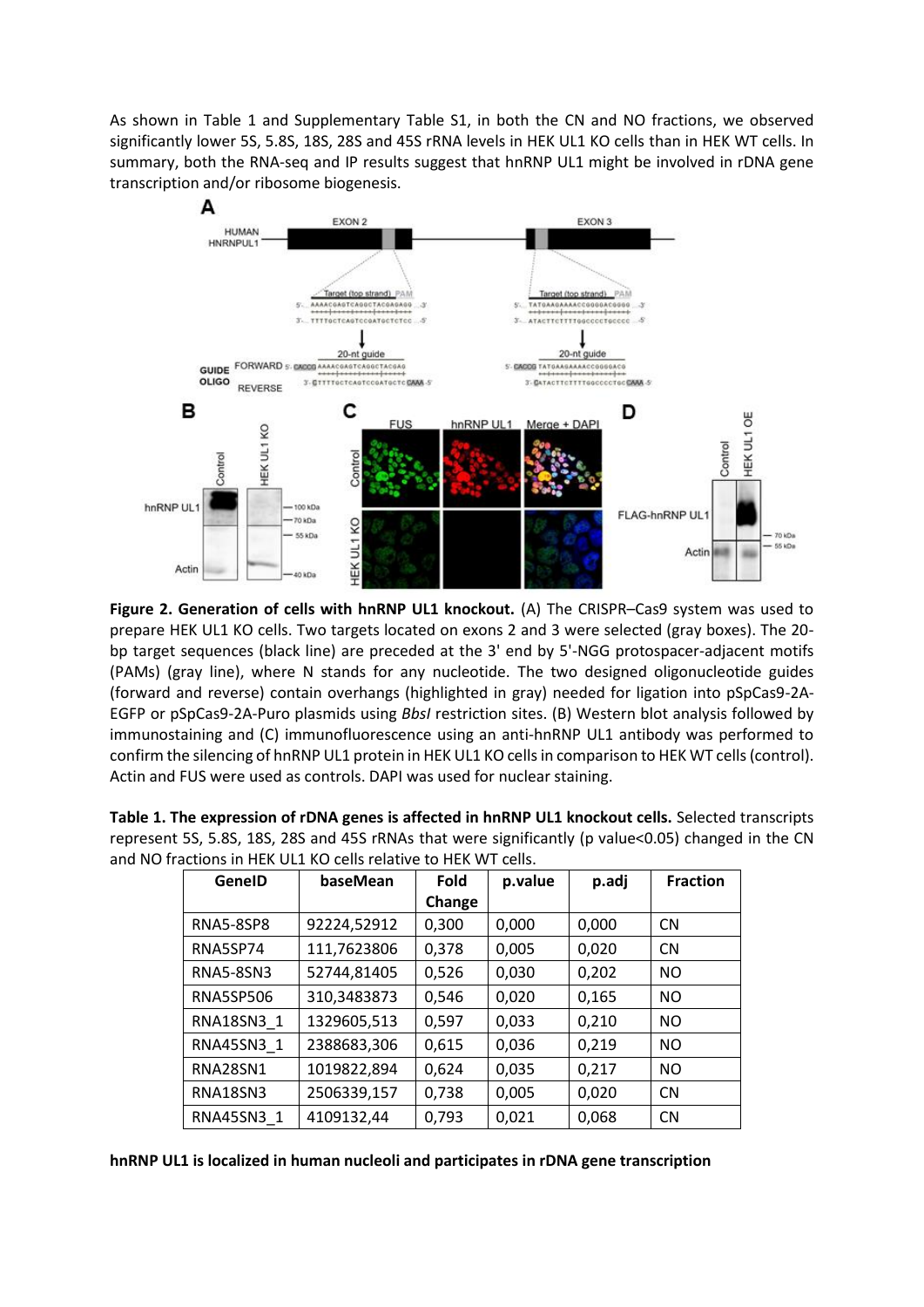As shown in Table 1 and Supplementary Table S1, in both the CN and NO fractions, we observed significantly lower 5S, 5.8S, 18S, 28S and 45S rRNA levels in HEK UL1 KO cells than in HEK WT cells. In summary, both the RNA-seq and IP results suggest that hnRNP UL1 might be involved in rDNA gene transcription and/or ribosome biogenesis.

**Figure 2. Generation of cells with hnRNP UL1 knockout.** (A) The CRISPR–Cas9 system was used to prepare HEK UL1 KO cells. Two targets located on exons 2 and 3 were selected (gray boxes). The 20-bp target sequences (black line) are preceded at the 3' end by 5'-NGG protospacer-adjacent motifs (PAMs) (gray line), where N stands for any nucleotide. The two designed oligonucleotide guides (forward and reverse) contain overhangs (highlighted in gray) needed for ligation into pSpCas9-2A-EGFP or pSpCas9-2A-Puro plasmids using *BbsI* restriction sites. (B) Western blot analysis followed by immunostaining and (C) immunofluorescence using an anti-hnRNP UL1 antibody was performed to confirm the silencing of hnRNP UL1 protein in HEK UL1 KO cells in comparison to HEK WT cells (control). Actin and FUS were used as controls. DAPI was used for nuclear staining.

**Table 1. The expression of rDNA genes is affected in hnRNP UL1 knockout cells.** Selected transcripts represent 5S, 5.8S, 18S, 28S and 45S rRNAs that were significantly (p value<0.05) changed in the CN and NO fractions in HEK UL1 KO cells relative to HEK WT cells.

| GeneID | baseMean | Fold Change | p.value | p.adj | Fraction |
|---|---|---|---|---|---|
| RNA5-8SP8 | 92224,52912 | 0,300 | 0,000 | 0,000 | CN |
| RNA5SP74 | 111,7623806 | 0,378 | 0,005 | 0,020 | CN |
| RNA5-8SN3 | 52744,81405 | 0,526 | 0,030 | 0,202 | NO |
| RNA5SP506 | 310,3483873 | 0,546 | 0,020 | 0,165 | NO |
| RNA18SN3_1 | 1329605,513 | 0,597 | 0,033 | 0,210 | NO |
| RNA45SN3_1 | 2388683,306 | 0,615 | 0,036 | 0,219 | NO |
| RNA28SN1 | 1019822,894 | 0,624 | 0,035 | 0,217 | NO |
| RNA18SN3 | 2506339,157 | 0,738 | 0,005 | 0,020 | CN |
| RNA45SN3_1 | 4109132,44 | 0,793 | 0,021 | 0,068 | CN |

**hnRNP UL1 is localized in human nucleoli and participates in rDNA gene transcription**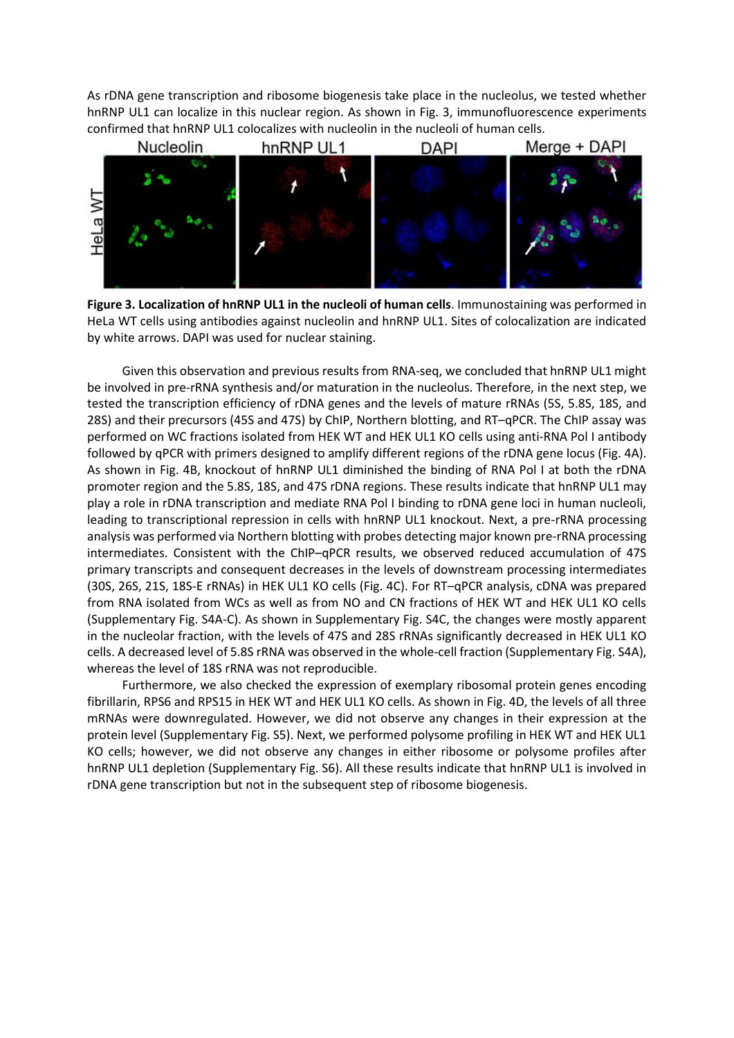As rDNA gene transcription and ribosome biogenesis take place in the nucleolus, we tested whether hnRNP UL1 can localize in this nuclear region. As shown in Fig. 3, immunofluorescence experiments confirmed that hnRNP UL1 colocalizes with nucleolin in the nucleoli of human cells.

**Figure 3. Localization of hnRNP UL1 in the nucleoli of human cells**. Immunostaining was performed in HeLa WT cells using antibodies against nucleolin and hnRNP UL1. Sites of colocalization are indicated by white arrows. DAPI was used for nuclear staining.

Given this observation and previous results from RNA-seq, we concluded that hnRNP UL1 might be involved in pre-rRNA synthesis and/or maturation in the nucleolus. Therefore, in the next step, we tested the transcription efficiency of rDNA genes and the levels of mature rRNAs (5S, 5.8S, 18S, and 28S) and their precursors (45S and 47S) by ChIP, Northern blotting, and RT–qPCR. The ChIP assay was performed on WC fractions isolated from HEK WT and HEK UL1 KO cells using anti-RNA Pol I antibody followed by qPCR with primers designed to amplify different regions of the rDNA gene locus (Fig. 4A). As shown in Fig. 4B, knockout of hnRNP UL1 diminished the binding of RNA Pol I at both the rDNA promoter region and the 5.8S, 18S, and 47S rDNA regions. These results indicate that hnRNP UL1 may play a role in rDNA transcription and mediate RNA Pol I binding to rDNA gene loci in human nucleoli, leading to transcriptional repression in cells with hnRNP UL1 knockout. Next, a pre-rRNA processing analysis was performed via Northern blotting with probes detecting major known pre-rRNA processing intermediates. Consistent with the ChIP–qPCR results, we observed reduced accumulation of 47S primary transcripts and consequent decreases in the levels of downstream processing intermediates (30S, 26S, 21S, 18S-E rRNAs) in HEK UL1 KO cells (Fig. 4C). For RT–qPCR analysis, cDNA was prepared from RNA isolated from WCs as well as from NO and CN fractions of HEK WT and HEK UL1 KO cells (Supplementary Fig. S4A-C). As shown in Supplementary Fig. S4C, the changes were mostly apparent in the nucleolar fraction, with the levels of 47S and 28S rRNAs significantly decreased in HEK UL1 KO cells. A decreased level of 5.8S rRNA was observed in the whole-cell fraction (Supplementary Fig. S4A), whereas the level of 18S rRNA was not reproducible.

Furthermore, we also checked the expression of exemplary ribosomal protein genes encoding fibrillarin, RPS6 and RPS15 in HEK WT and HEK UL1 KO cells. As shown in Fig. 4D, the levels of all three mRNAs were downregulated. However, we did not observe any changes in their expression at the protein level (Supplementary Fig. S5). Next, we performed polysome profiling in HEK WT and HEK UL1 KO cells; however, we did not observe any changes in either ribosome or polysome profiles after hnRNP UL1 depletion (Supplementary Fig. S6). All these results indicate that hnRNP UL1 is involved in rDNA gene transcription but not in the subsequent step of ribosome biogenesis.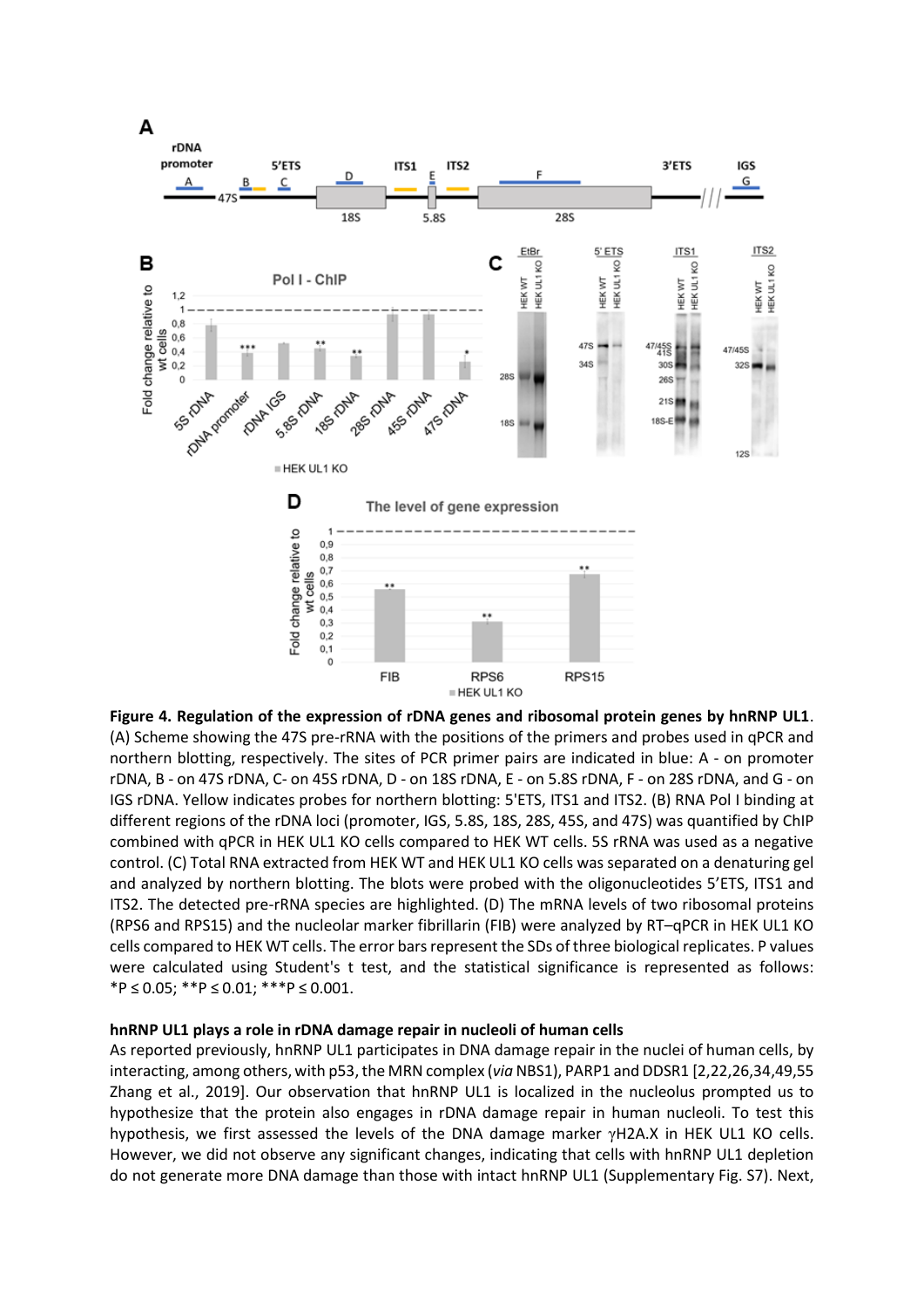**Figure 4. Regulation of the expression of rDNA genes and ribosomal protein genes by hnRNP UL1**. (A) Scheme showing the 47S pre-rRNA with the positions of the primers and probes used in qPCR and northern blotting, respectively. The sites of PCR primer pairs are indicated in blue: A - on promoter rDNA, B - on 47S rDNA, C- on 45S rDNA, D - on 18S rDNA, E - on 5.8S rDNA, F - on 28S rDNA, and G - on IGS rDNA. Yellow indicates probes for northern blotting: 5'ETS, ITS1 and ITS2. (B) RNA Pol I binding at different regions of the rDNA loci (promoter, IGS, 5.8S, 18S, 28S, 45S, and 47S) was quantified by ChIP combined with qPCR in HEK UL1 KO cells compared to HEK WT cells. 5S rRNA was used as a negative control. (C) Total RNA extracted from HEK WT and HEK UL1 KO cells was separated on a denaturing gel and analyzed by northern blotting. The blots were probed with the oligonucleotides 5'ETS, ITS1 and ITS2. The detected pre-rRNA species are highlighted. (D) The mRNA levels of two ribosomal proteins (RPS6 and RPS15) and the nucleolar marker fibrillarin (FIB) were analyzed by RT–qPCR in HEK UL1 KO cells compared to HEK WT cells. The error bars represent the SDs of three biological replicates. P values were calculated using Student's t test, and the statistical significance is represented as follows: *P ≤ 0.05; **P ≤ 0.01; ***P ≤ 0.001.

### hnRNP UL1 plays a role in rDNA damage repair in nucleoli of human cells

As reported previously, hnRNP UL1 participates in DNA damage repair in the nuclei of human cells, by interacting, among others, with p53, the MRN complex (*via* NBS1), PARP1 and DDSR1 [2,22,26,34,49,55 Zhang et al., 2019]. Our observation that hnRNP UL1 is localized in the nucleolus prompted us to hypothesize that the protein also engages in rDNA damage repair in human nucleoli. To test this hypothesis, we first assessed the levels of the DNA damage marker γH2A.X in HEK UL1 KO cells. However, we did not observe any significant changes, indicating that cells with hnRNP UL1 depletion do not generate more DNA damage than those with intact hnRNP UL1 (Supplementary Fig. S7). Next,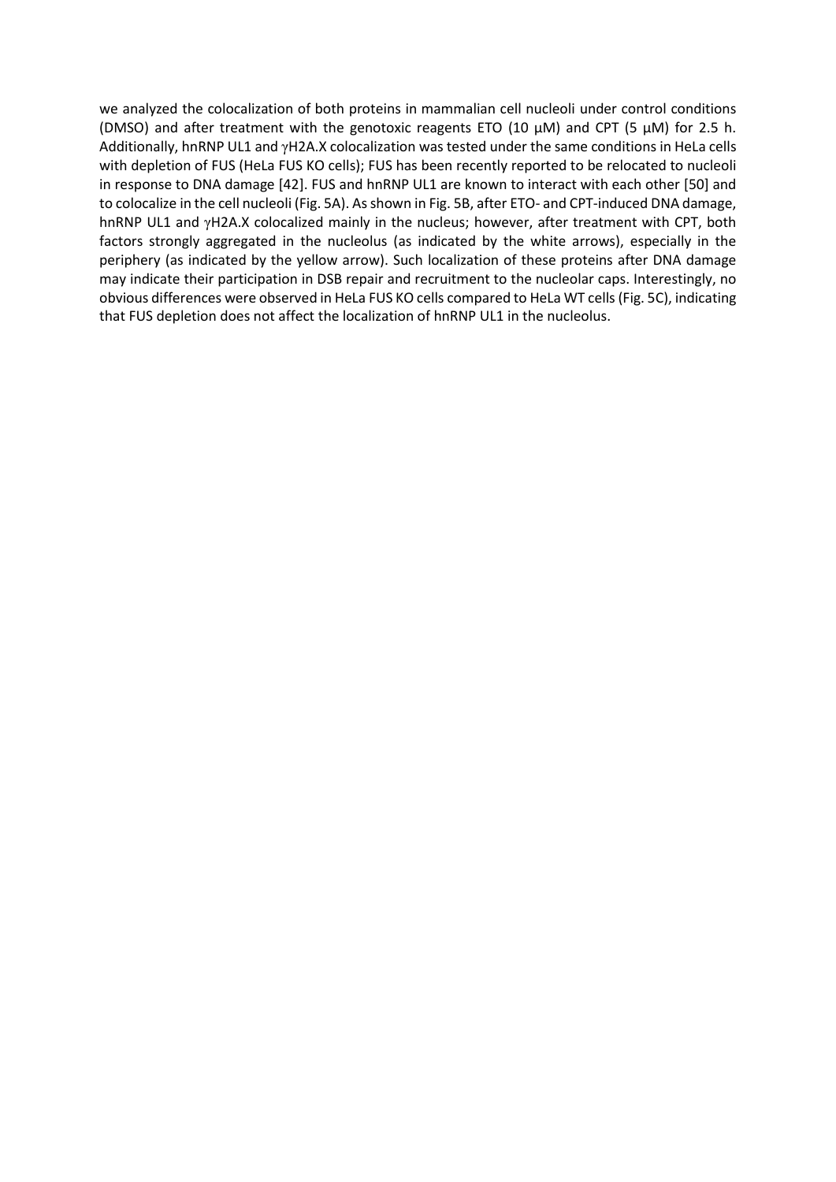we analyzed the colocalization of both proteins in mammalian cell nucleoli under control conditions (DMSO) and after treatment with the genotoxic reagents ETO (10 µM) and CPT (5 µM) for 2.5 h. Additionally, hnRNP UL1 and γH2A.X colocalization was tested under the same conditions in HeLa cells with depletion of FUS (HeLa FUS KO cells); FUS has been recently reported to be relocated to nucleoli in response to DNA damage [42]. FUS and hnRNP UL1 are known to interact with each other [50] and to colocalize in the cell nucleoli (Fig. 5A). As shown in Fig. 5B, after ETO- and CPT-induced DNA damage, hnRNP UL1 and γH2A.X colocalized mainly in the nucleus; however, after treatment with CPT, both factors strongly aggregated in the nucleolus (as indicated by the white arrows), especially in the periphery (as indicated by the yellow arrow). Such localization of these proteins after DNA damage may indicate their participation in DSB repair and recruitment to the nucleolar caps. Interestingly, no obvious differences were observed in HeLa FUS KO cells compared to HeLa WT cells (Fig. 5C), indicating that FUS depletion does not affect the localization of hnRNP UL1 in the nucleolus.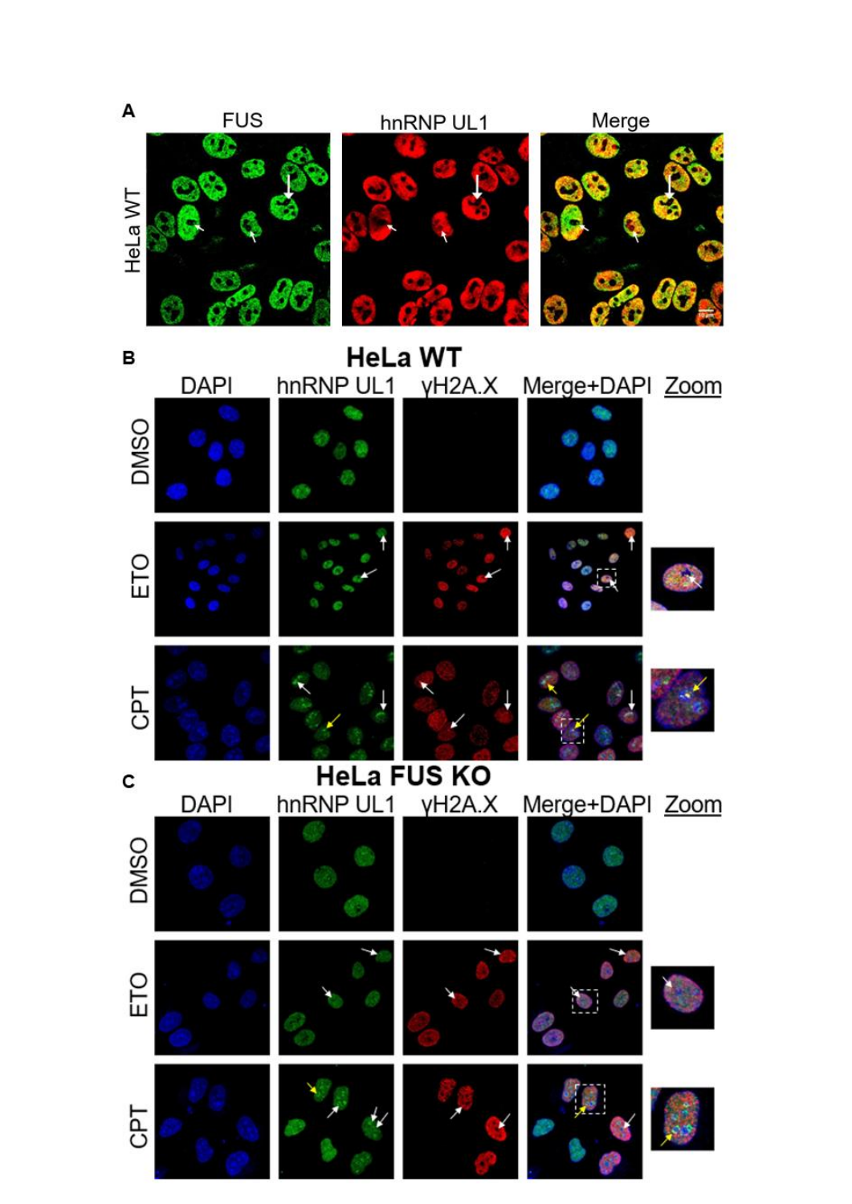**A**

HeLa WT

FUS | hnRNP UL1 | Merge

**B**

**HeLa WT**

| | DAPI | hnRNP UL1 | γH2A.X | Merge+DAPI | Zoom |
|---|---|---|---|---|---|
| DMSO | | | | | |
| ETO | | | | | |
| CPT | | | | | |

**C**

**HeLa FUS KO**

| | DAPI | hnRNP UL1 | γH2A.X | Merge+DAPI | Zoom |
|---|---|---|---|---|---|
| DMSO | | | | | |
| ETO | | | | | |
| CPT | | | | | |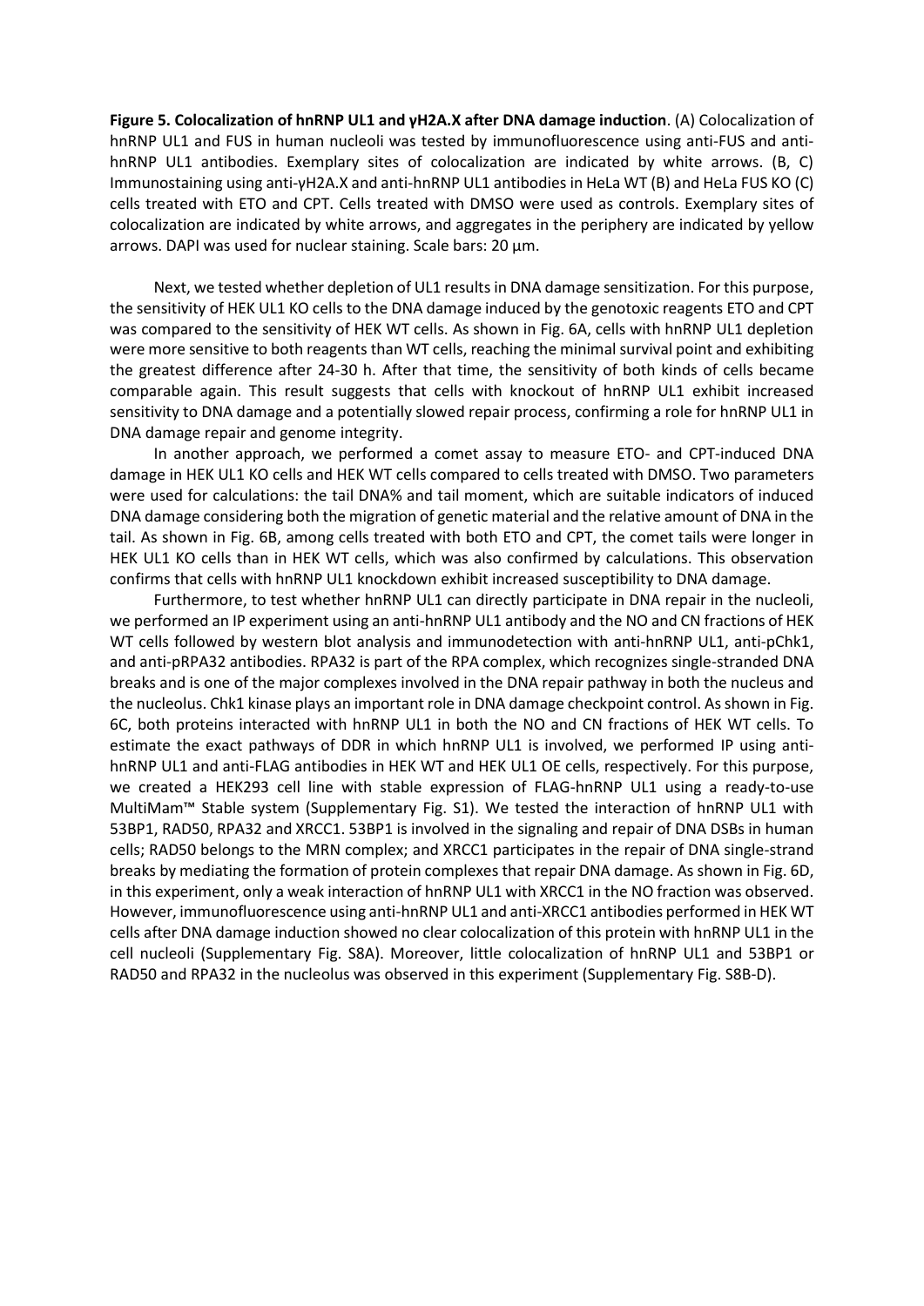**Figure 5. Colocalization of hnRNP UL1 and γH2A.X after DNA damage induction**. (A) Colocalization of hnRNP UL1 and FUS in human nucleoli was tested by immunofluorescence using anti-FUS and anti-hnRNP UL1 antibodies. Exemplary sites of colocalization are indicated by white arrows. (B, C) Immunostaining using anti-γH2A.X and anti-hnRNP UL1 antibodies in HeLa WT (B) and HeLa FUS KO (C) cells treated with ETO and CPT. Cells treated with DMSO were used as controls. Exemplary sites of colocalization are indicated by white arrows, and aggregates in the periphery are indicated by yellow arrows. DAPI was used for nuclear staining. Scale bars: 20 µm.

Next, we tested whether depletion of UL1 results in DNA damage sensitization. For this purpose, the sensitivity of HEK UL1 KO cells to the DNA damage induced by the genotoxic reagents ETO and CPT was compared to the sensitivity of HEK WT cells. As shown in Fig. 6A, cells with hnRNP UL1 depletion were more sensitive to both reagents than WT cells, reaching the minimal survival point and exhibiting the greatest difference after 24-30 h. After that time, the sensitivity of both kinds of cells became comparable again. This result suggests that cells with knockout of hnRNP UL1 exhibit increased sensitivity to DNA damage and a potentially slowed repair process, confirming a role for hnRNP UL1 in DNA damage repair and genome integrity.

In another approach, we performed a comet assay to measure ETO- and CPT-induced DNA damage in HEK UL1 KO cells and HEK WT cells compared to cells treated with DMSO. Two parameters were used for calculations: the tail DNA% and tail moment, which are suitable indicators of induced DNA damage considering both the migration of genetic material and the relative amount of DNA in the tail. As shown in Fig. 6B, among cells treated with both ETO and CPT, the comet tails were longer in HEK UL1 KO cells than in HEK WT cells, which was also confirmed by calculations. This observation confirms that cells with hnRNP UL1 knockdown exhibit increased susceptibility to DNA damage.

Furthermore, to test whether hnRNP UL1 can directly participate in DNA repair in the nucleoli, we performed an IP experiment using an anti-hnRNP UL1 antibody and the NO and CN fractions of HEK WT cells followed by western blot analysis and immunodetection with anti-hnRNP UL1, anti-pChk1, and anti-pRPA32 antibodies. RPA32 is part of the RPA complex, which recognizes single-stranded DNA breaks and is one of the major complexes involved in the DNA repair pathway in both the nucleus and the nucleolus. Chk1 kinase plays an important role in DNA damage checkpoint control. As shown in Fig. 6C, both proteins interacted with hnRNP UL1 in both the NO and CN fractions of HEK WT cells. To estimate the exact pathways of DDR in which hnRNP UL1 is involved, we performed IP using anti-hnRNP UL1 and anti-FLAG antibodies in HEK WT and HEK UL1 OE cells, respectively. For this purpose, we created a HEK293 cell line with stable expression of FLAG-hnRNP UL1 using a ready-to-use MultiMam™ Stable system (Supplementary Fig. S1). We tested the interaction of hnRNP UL1 with 53BP1, RAD50, RPA32 and XRCC1. 53BP1 is involved in the signaling and repair of DNA DSBs in human cells; RAD50 belongs to the MRN complex; and XRCC1 participates in the repair of DNA single-strand breaks by mediating the formation of protein complexes that repair DNA damage. As shown in Fig. 6D, in this experiment, only a weak interaction of hnRNP UL1 with XRCC1 in the NO fraction was observed. However, immunofluorescence using anti-hnRNP UL1 and anti-XRCC1 antibodies performed in HEK WT cells after DNA damage induction showed no clear colocalization of this protein with hnRNP UL1 in the cell nucleoli (Supplementary Fig. S8A). Moreover, little colocalization of hnRNP UL1 and 53BP1 or RAD50 and RPA32 in the nucleolus was observed in this experiment (Supplementary Fig. S8B-D).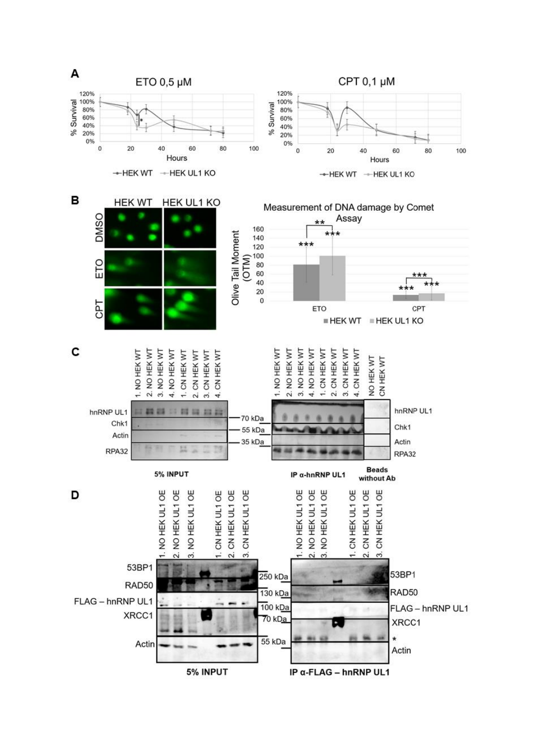**A**

ETO 0,5 µM

% Survival: 120%, 100%, 80%, 60%, 40%, 20%, 0%

Hours: 0, 20, 40, 60, 80, 100

*

—HEK WT —HEK UL1 KO

CPT 0,1 µM

% Survival: 120%, 100%, 80%, 60%, 40%, 20%, 0%

Hours: 0, 20, 40, 60, 80, 100

—HEK WT —HEK UL1 KO

**B**

HEK WT | HEK UL1 KO

DMSO

ETO

CPT

Measurement of DNA damage by Comet Assay

Olive Tail Moment (OTM): 160, 140, 120, 100, 80, 60, 40, 20, 0

ETO: \*\*\*, \*\*\*, \*\*

CPT: \*\*\*, \*\*\*, \*\*\*

■ HEK WT ■ HEK UL1 KO

**C**

1. NO HEK WT, 2. NO HEK WT, 3. NO HEK WT, 4. NO HEK WT, 1. CN HEK WT, 2. CN HEK WT, 3. CN HEK WT, 4. CN HEK WT

hnRNP UL1

Chk1

Actin

RPA32

70 kDa

55 kDa

35 kDa

5% INPUT

1. NO HEK WT, 2. NO HEK WT, 3. NO HEK WT, 4. NO HEK WT, 1. CN HEK WT, 2. CN HEK WT, 3. CN HEK WT, 4. CN HEK WT, NO HEK WT, CN HEK WT

hnRNP UL1

Chk1

Actin

RPA32

IP α-hnRNP UL1

Beads without Ab

**D**

1. NO HEK UL1 OE, 2. NO HEK UL1 OE, 3. NO HEK UL1 OE, 1. CN HEK UL1 OE, 2. CN HEK UL1 OE, 3. CN HEK UL1 OE

53BP1

RAD50

FLAG – hnRNP UL1

XRCC1

Actin

250 kDa

130 kDa

100 kDa

70 kDa

55 kDa

5% INPUT

1. NO HEK UL1 OE, 2. NO HEK UL1 OE, 3. NO HEK UL1 OE, 1. CN HEK UL1 OE, 2. CN HEK UL1 OE, 3. CN HEK UL1 OE

53BP1

RAD50

FLAG – hnRNP UL1

XRCC1

\*

Actin

IP α-FLAG – hnRNP UL1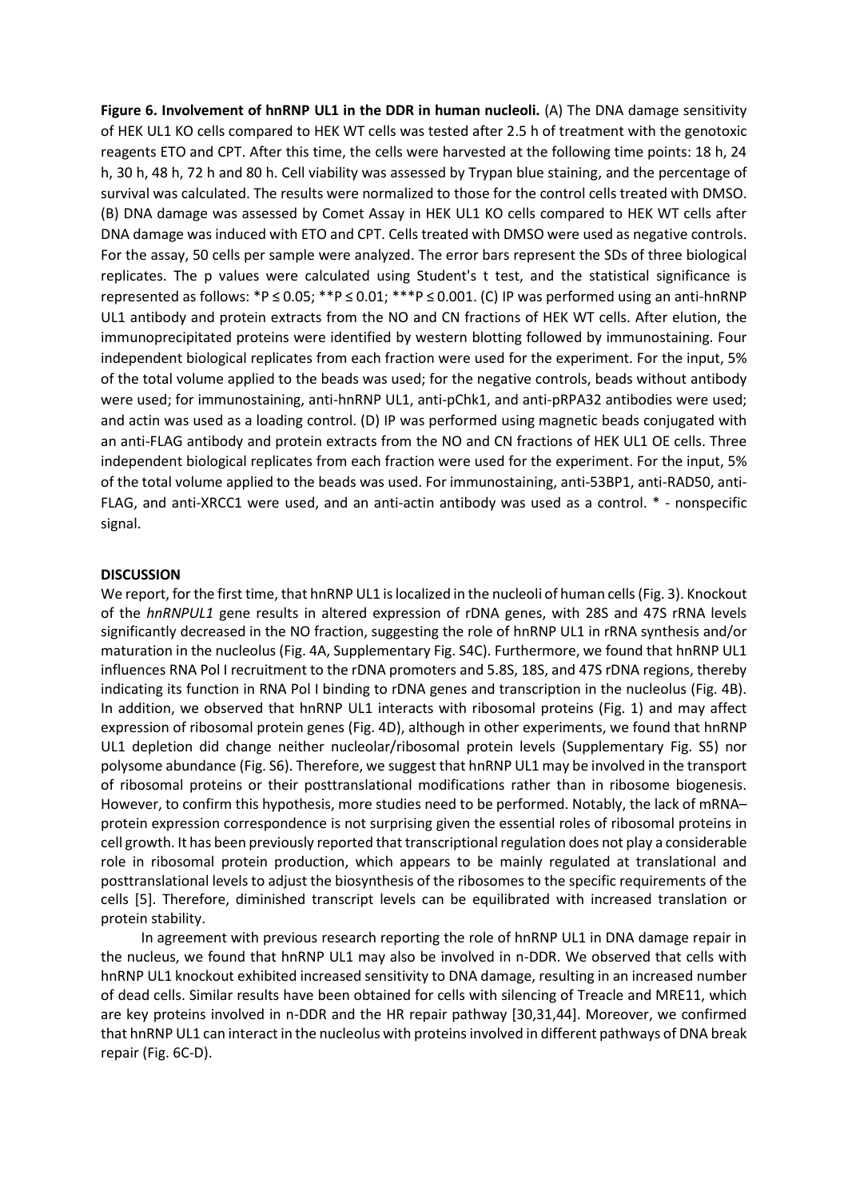**Figure 6. Involvement of hnRNP UL1 in the DDR in human nucleoli.** (A) The DNA damage sensitivity of HEK UL1 KO cells compared to HEK WT cells was tested after 2.5 h of treatment with the genotoxic reagents ETO and CPT. After this time, the cells were harvested at the following time points: 18 h, 24 h, 30 h, 48 h, 72 h and 80 h. Cell viability was assessed by Trypan blue staining, and the percentage of survival was calculated. The results were normalized to those for the control cells treated with DMSO. (B) DNA damage was assessed by Comet Assay in HEK UL1 KO cells compared to HEK WT cells after DNA damage was induced with ETO and CPT. Cells treated with DMSO were used as negative controls. For the assay, 50 cells per sample were analyzed. The error bars represent the SDs of three biological replicates. The p values were calculated using Student's t test, and the statistical significance is represented as follows: *P ≤ 0.05; **P ≤ 0.01; ***P ≤ 0.001. (C) IP was performed using an anti-hnRNP UL1 antibody and protein extracts from the NO and CN fractions of HEK WT cells. After elution, the immunoprecipitated proteins were identified by western blotting followed by immunostaining. Four independent biological replicates from each fraction were used for the experiment. For the input, 5% of the total volume applied to the beads was used; for the negative controls, beads without antibody were used; for immunostaining, anti-hnRNP UL1, anti-pChk1, and anti-pRPA32 antibodies were used; and actin was used as a loading control. (D) IP was performed using magnetic beads conjugated with an anti-FLAG antibody and protein extracts from the NO and CN fractions of HEK UL1 OE cells. Three independent biological replicates from each fraction were used for the experiment. For the input, 5% of the total volume applied to the beads was used. For immunostaining, anti-53BP1, anti-RAD50, anti-FLAG, and anti-XRCC1 were used, and an anti-actin antibody was used as a control. * - nonspecific signal.

## DISCUSSION

We report, for the first time, that hnRNP UL1 is localized in the nucleoli of human cells (Fig. 3). Knockout of the *hnRNPUL1* gene results in altered expression of rDNA genes, with 28S and 47S rRNA levels significantly decreased in the NO fraction, suggesting the role of hnRNP UL1 in rRNA synthesis and/or maturation in the nucleolus (Fig. 4A, Supplementary Fig. S4C). Furthermore, we found that hnRNP UL1 influences RNA Pol I recruitment to the rDNA promoters and 5.8S, 18S, and 47S rDNA regions, thereby indicating its function in RNA Pol I binding to rDNA genes and transcription in the nucleolus (Fig. 4B). In addition, we observed that hnRNP UL1 interacts with ribosomal proteins (Fig. 1) and may affect expression of ribosomal protein genes (Fig. 4D), although in other experiments, we found that hnRNP UL1 depletion did change neither nucleolar/ribosomal protein levels (Supplementary Fig. S5) nor polysome abundance (Fig. S6). Therefore, we suggest that hnRNP UL1 may be involved in the transport of ribosomal proteins or their posttranslational modifications rather than in ribosome biogenesis. However, to confirm this hypothesis, more studies need to be performed. Notably, the lack of mRNA–protein expression correspondence is not surprising given the essential roles of ribosomal proteins in cell growth. It has been previously reported that transcriptional regulation does not play a considerable role in ribosomal protein production, which appears to be mainly regulated at translational and posttranslational levels to adjust the biosynthesis of the ribosomes to the specific requirements of the cells [5]. Therefore, diminished transcript levels can be equilibrated with increased translation or protein stability.

In agreement with previous research reporting the role of hnRNP UL1 in DNA damage repair in the nucleus, we found that hnRNP UL1 may also be involved in n-DDR. We observed that cells with hnRNP UL1 knockout exhibited increased sensitivity to DNA damage, resulting in an increased number of dead cells. Similar results have been obtained for cells with silencing of Treacle and MRE11, which are key proteins involved in n-DDR and the HR repair pathway [30,31,44]. Moreover, we confirmed that hnRNP UL1 can interact in the nucleolus with proteins involved in different pathways of DNA break repair (Fig. 6C-D).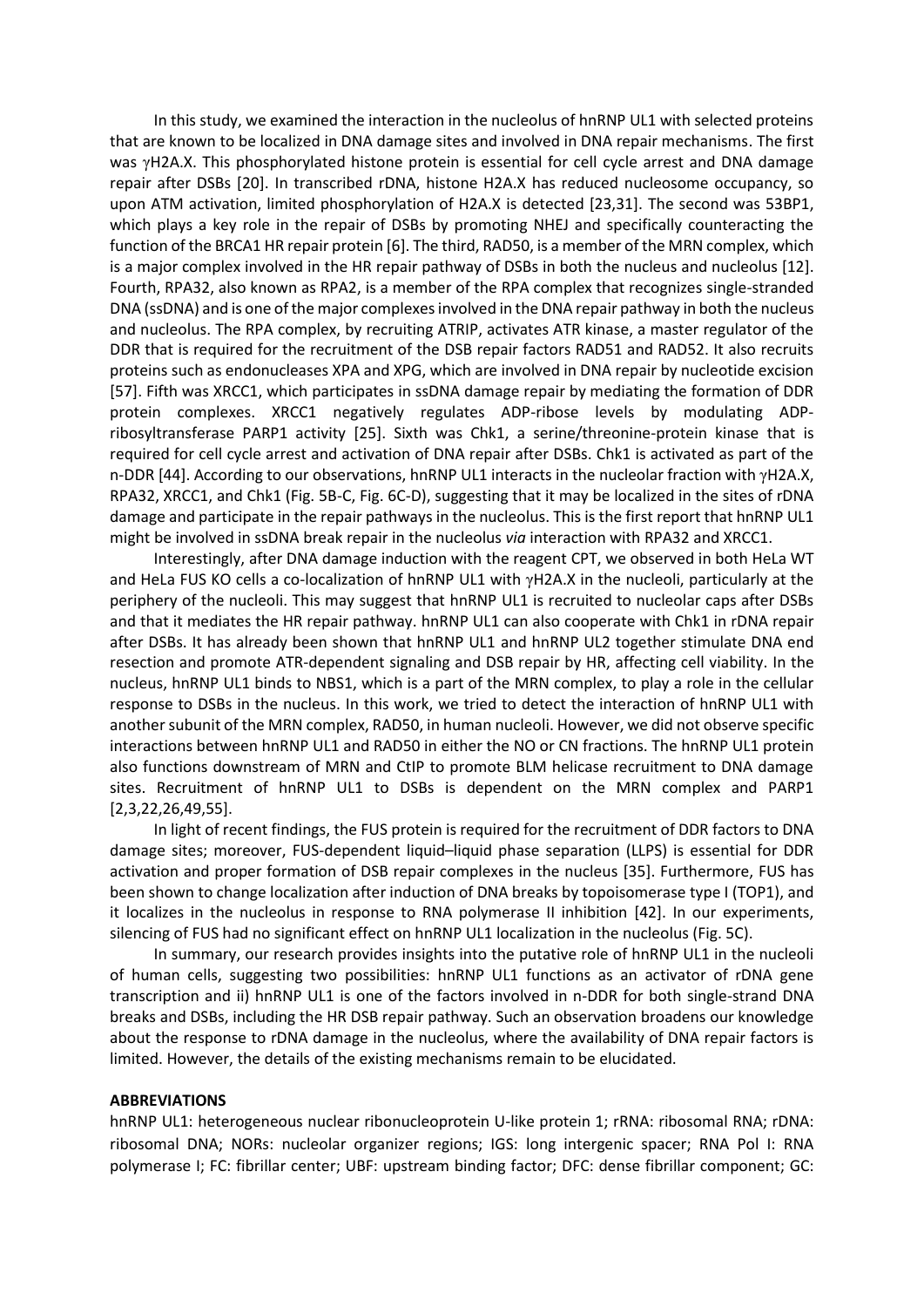In this study, we examined the interaction in the nucleolus of hnRNP UL1 with selected proteins that are known to be localized in DNA damage sites and involved in DNA repair mechanisms. The first was γH2A.X. This phosphorylated histone protein is essential for cell cycle arrest and DNA damage repair after DSBs [20]. In transcribed rDNA, histone H2A.X has reduced nucleosome occupancy, so upon ATM activation, limited phosphorylation of H2A.X is detected [23,31]. The second was 53BP1, which plays a key role in the repair of DSBs by promoting NHEJ and specifically counteracting the function of the BRCA1 HR repair protein [6]. The third, RAD50, is a member of the MRN complex, which is a major complex involved in the HR repair pathway of DSBs in both the nucleus and nucleolus [12]. Fourth, RPA32, also known as RPA2, is a member of the RPA complex that recognizes single-stranded DNA (ssDNA) and is one of the major complexes involved in the DNA repair pathway in both the nucleus and nucleolus. The RPA complex, by recruiting ATRIP, activates ATR kinase, a master regulator of the DDR that is required for the recruitment of the DSB repair factors RAD51 and RAD52. It also recruits proteins such as endonucleases XPA and XPG, which are involved in DNA repair by nucleotide excision [57]. Fifth was XRCC1, which participates in ssDNA damage repair by mediating the formation of DDR protein complexes. XRCC1 negatively regulates ADP-ribose levels by modulating ADP-ribosyltransferase PARP1 activity [25]. Sixth was Chk1, a serine/threonine-protein kinase that is required for cell cycle arrest and activation of DNA repair after DSBs. Chk1 is activated as part of the n-DDR [44]. According to our observations, hnRNP UL1 interacts in the nucleolar fraction with γH2A.X, RPA32, XRCC1, and Chk1 (Fig. 5B-C, Fig. 6C-D), suggesting that it may be localized in the sites of rDNA damage and participate in the repair pathways in the nucleolus. This is the first report that hnRNP UL1 might be involved in ssDNA break repair in the nucleolus *via* interaction with RPA32 and XRCC1.

Interestingly, after DNA damage induction with the reagent CPT, we observed in both HeLa WT and HeLa FUS KO cells a co-localization of hnRNP UL1 with γH2A.X in the nucleoli, particularly at the periphery of the nucleoli. This may suggest that hnRNP UL1 is recruited to nucleolar caps after DSBs and that it mediates the HR repair pathway. hnRNP UL1 can also cooperate with Chk1 in rDNA repair after DSBs. It has already been shown that hnRNP UL1 and hnRNP UL2 together stimulate DNA end resection and promote ATR-dependent signaling and DSB repair by HR, affecting cell viability. In the nucleus, hnRNP UL1 binds to NBS1, which is a part of the MRN complex, to play a role in the cellular response to DSBs in the nucleus. In this work, we tried to detect the interaction of hnRNP UL1 with another subunit of the MRN complex, RAD50, in human nucleoli. However, we did not observe specific interactions between hnRNP UL1 and RAD50 in either the NO or CN fractions. The hnRNP UL1 protein also functions downstream of MRN and CtIP to promote BLM helicase recruitment to DNA damage sites. Recruitment of hnRNP UL1 to DSBs is dependent on the MRN complex and PARP1 [2,3,22,26,49,55].

In light of recent findings, the FUS protein is required for the recruitment of DDR factors to DNA damage sites; moreover, FUS-dependent liquid–liquid phase separation (LLPS) is essential for DDR activation and proper formation of DSB repair complexes in the nucleus [35]. Furthermore, FUS has been shown to change localization after induction of DNA breaks by topoisomerase type I (TOP1), and it localizes in the nucleolus in response to RNA polymerase II inhibition [42]. In our experiments, silencing of FUS had no significant effect on hnRNP UL1 localization in the nucleolus (Fig. 5C).

In summary, our research provides insights into the putative role of hnRNP UL1 in the nucleoli of human cells, suggesting two possibilities: hnRNP UL1 functions as an activator of rDNA gene transcription and ii) hnRNP UL1 is one of the factors involved in n-DDR for both single-strand DNA breaks and DSBs, including the HR DSB repair pathway. Such an observation broadens our knowledge about the response to rDNA damage in the nucleolus, where the availability of DNA repair factors is limited. However, the details of the existing mechanisms remain to be elucidated.

**ABBREVIATIONS**

hnRNP UL1: heterogeneous nuclear ribonucleoprotein U-like protein 1; rRNA: ribosomal RNA; rDNA: ribosomal DNA; NORs: nucleolar organizer regions; IGS: long intergenic spacer; RNA Pol I: RNA polymerase I; FC: fibrillar center; UBF: upstream binding factor; DFC: dense fibrillar component; GC: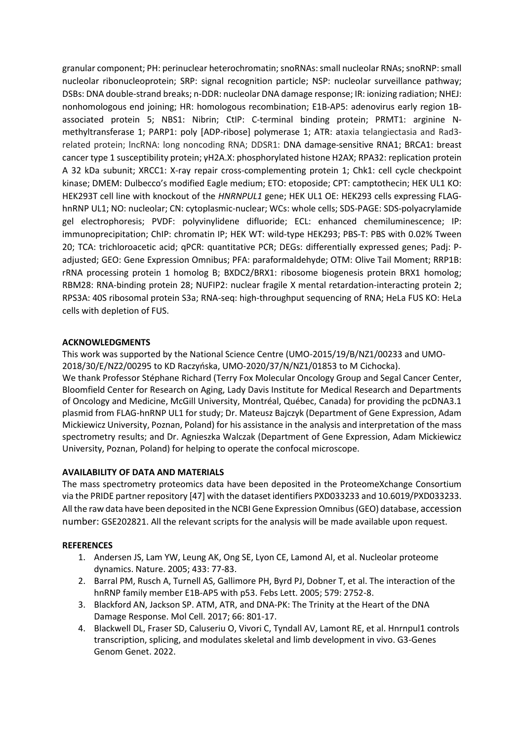granular component; PH: perinuclear heterochromatin; snoRNAs: small nucleolar RNAs; snoRNP: small nucleolar ribonucleoprotein; SRP: signal recognition particle; NSP: nucleolar surveillance pathway; DSBs: DNA double-strand breaks; n-DDR: nucleolar DNA damage response; IR: ionizing radiation; NHEJ: nonhomologous end joining; HR: homologous recombination; E1B-AP5: adenovirus early region 1B-associated protein 5; NBS1: Nibrin; CtIP: C-terminal binding protein; PRMT1: arginine N-methyltransferase 1; PARP1: poly [ADP-ribose] polymerase 1; ATR: ataxia telangiectasia and Rad3-related protein; lncRNA: long noncoding RNA; DDSR1: DNA damage-sensitive RNA1; BRCA1: breast cancer type 1 susceptibility protein; γH2A.X: phosphorylated histone H2AX; RPA32: replication protein A 32 kDa subunit; XRCC1: X-ray repair cross-complementing protein 1; Chk1: cell cycle checkpoint kinase; DMEM: Dulbecco's modified Eagle medium; ETO: etoposide; CPT: camptothecin; HEK UL1 KO: HEK293T cell line with knockout of the *HNRNPUL1* gene; HEK UL1 OE: HEK293 cells expressing FLAG-hnRNP UL1; NO: nucleolar; CN: cytoplasmic-nuclear; WCs: whole cells; SDS-PAGE: SDS-polyacrylamide gel electrophoresis; PVDF: polyvinylidene difluoride; ECL: enhanced chemiluminescence; IP: immunoprecipitation; ChIP: chromatin IP; HEK WT: wild-type HEK293; PBS-T: PBS with 0.02% Tween 20; TCA: trichloroacetic acid; qPCR: quantitative PCR; DEGs: differentially expressed genes; Padj: P-adjusted; GEO: Gene Expression Omnibus; PFA: paraformaldehyde; OTM: Olive Tail Moment; RRP1B: rRNA processing protein 1 homolog B; BXDC2/BRX1: ribosome biogenesis protein BRX1 homolog; RBM28: RNA-binding protein 28; NUFIP2: nuclear fragile X mental retardation-interacting protein 2; RPS3A: 40S ribosomal protein S3a; RNA-seq: high-throughput sequencing of RNA; HeLa FUS KO: HeLa cells with depletion of FUS.

**ACKNOWLEDGMENTS**

This work was supported by the National Science Centre (UMO-2015/19/B/NZ1/00233 and UMO-2018/30/E/NZ2/00295 to KD Raczyńska, UMO-2020/37/N/NZ1/01853 to M Cichocka).

We thank Professor Stéphane Richard (Terry Fox Molecular Oncology Group and Segal Cancer Center, Bloomfield Center for Research on Aging, Lady Davis Institute for Medical Research and Departments of Oncology and Medicine, McGill University, Montréal, Québec, Canada) for providing the pcDNA3.1 plasmid from FLAG-hnRNP UL1 for study; Dr. Mateusz Bajczyk (Department of Gene Expression, Adam Mickiewicz University, Poznan, Poland) for his assistance in the analysis and interpretation of the mass spectrometry results; and Dr. Agnieszka Walczak (Department of Gene Expression, Adam Mickiewicz University, Poznan, Poland) for helping to operate the confocal microscope.

**AVAILABILITY OF DATA AND MATERIALS**

The mass spectrometry proteomics data have been deposited in the ProteomeXchange Consortium via the PRIDE partner repository [47] with the dataset identifiers PXD033233 and 10.6019/PXD033233. All the raw data have been deposited in the NCBI Gene Expression Omnibus (GEO) database, accession number: GSE202821. All the relevant scripts for the analysis will be made available upon request.

**REFERENCES**

1. Andersen JS, Lam YW, Leung AK, Ong SE, Lyon CE, Lamond AI, et al. Nucleolar proteome dynamics. Nature. 2005; 433: 77-83.
2. Barral PM, Rusch A, Turnell AS, Gallimore PH, Byrd PJ, Dobner T, et al. The interaction of the hnRNP family member E1B-AP5 with p53. Febs Lett. 2005; 579: 2752-8.
3. Blackford AN, Jackson SP. ATM, ATR, and DNA-PK: The Trinity at the Heart of the DNA Damage Response. Mol Cell. 2017; 66: 801-17.
4. Blackwell DL, Fraser SD, Caluseriu O, Vivori C, Tyndall AV, Lamont RE, et al. Hnrnpul1 controls transcription, splicing, and modulates skeletal and limb development in vivo. G3-Genes Genom Genet. 2022.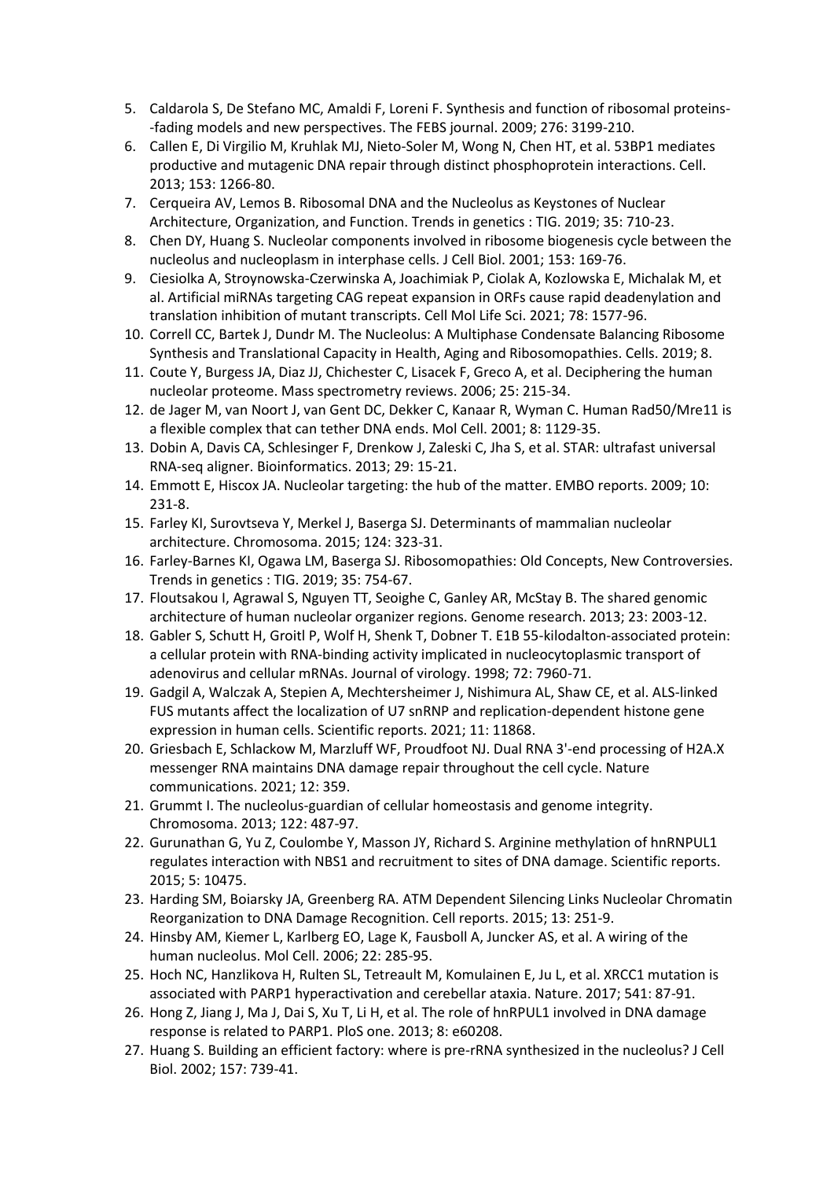5. Caldarola S, De Stefano MC, Amaldi F, Loreni F. Synthesis and function of ribosomal proteins--fading models and new perspectives. The FEBS journal. 2009; 276: 3199-210.
6. Callen E, Di Virgilio M, Kruhlak MJ, Nieto-Soler M, Wong N, Chen HT, et al. 53BP1 mediates productive and mutagenic DNA repair through distinct phosphoprotein interactions. Cell. 2013; 153: 1266-80.
7. Cerqueira AV, Lemos B. Ribosomal DNA and the Nucleolus as Keystones of Nuclear Architecture, Organization, and Function. Trends in genetics : TIG. 2019; 35: 710-23.
8. Chen DY, Huang S. Nucleolar components involved in ribosome biogenesis cycle between the nucleolus and nucleoplasm in interphase cells. J Cell Biol. 2001; 153: 169-76.
9. Ciesiolka A, Stroynowska-Czerwinska A, Joachimiak P, Ciolak A, Kozlowska E, Michalak M, et al. Artificial miRNAs targeting CAG repeat expansion in ORFs cause rapid deadenylation and translation inhibition of mutant transcripts. Cell Mol Life Sci. 2021; 78: 1577-96.
10. Correll CC, Bartek J, Dundr M. The Nucleolus: A Multiphase Condensate Balancing Ribosome Synthesis and Translational Capacity in Health, Aging and Ribosomopathies. Cells. 2019; 8.
11. Coute Y, Burgess JA, Diaz JJ, Chichester C, Lisacek F, Greco A, et al. Deciphering the human nucleolar proteome. Mass spectrometry reviews. 2006; 25: 215-34.
12. de Jager M, van Noort J, van Gent DC, Dekker C, Kanaar R, Wyman C. Human Rad50/Mre11 is a flexible complex that can tether DNA ends. Mol Cell. 2001; 8: 1129-35.
13. Dobin A, Davis CA, Schlesinger F, Drenkow J, Zaleski C, Jha S, et al. STAR: ultrafast universal RNA-seq aligner. Bioinformatics. 2013; 29: 15-21.
14. Emmott E, Hiscox JA. Nucleolar targeting: the hub of the matter. EMBO reports. 2009; 10: 231-8.
15. Farley KI, Surovtseva Y, Merkel J, Baserga SJ. Determinants of mammalian nucleolar architecture. Chromosoma. 2015; 124: 323-31.
16. Farley-Barnes KI, Ogawa LM, Baserga SJ. Ribosomopathies: Old Concepts, New Controversies. Trends in genetics : TIG. 2019; 35: 754-67.
17. Floutsakou I, Agrawal S, Nguyen TT, Seoighe C, Ganley AR, McStay B. The shared genomic architecture of human nucleolar organizer regions. Genome research. 2013; 23: 2003-12.
18. Gabler S, Schutt H, Groitl P, Wolf H, Shenk T, Dobner T. E1B 55-kilodalton-associated protein: a cellular protein with RNA-binding activity implicated in nucleocytoplasmic transport of adenovirus and cellular mRNAs. Journal of virology. 1998; 72: 7960-71.
19. Gadgil A, Walczak A, Stepien A, Mechtersheimer J, Nishimura AL, Shaw CE, et al. ALS-linked FUS mutants affect the localization of U7 snRNP and replication-dependent histone gene expression in human cells. Scientific reports. 2021; 11: 11868.
20. Griesbach E, Schlackow M, Marzluff WF, Proudfoot NJ. Dual RNA 3'-end processing of H2A.X messenger RNA maintains DNA damage repair throughout the cell cycle. Nature communications. 2021; 12: 359.
21. Grummt I. The nucleolus-guardian of cellular homeostasis and genome integrity. Chromosoma. 2013; 122: 487-97.
22. Gurunathan G, Yu Z, Coulombe Y, Masson JY, Richard S. Arginine methylation of hnRNPUL1 regulates interaction with NBS1 and recruitment to sites of DNA damage. Scientific reports. 2015; 5: 10475.
23. Harding SM, Boiarsky JA, Greenberg RA. ATM Dependent Silencing Links Nucleolar Chromatin Reorganization to DNA Damage Recognition. Cell reports. 2015; 13: 251-9.
24. Hinsby AM, Kiemer L, Karlberg EO, Lage K, Fausboll A, Juncker AS, et al. A wiring of the human nucleolus. Mol Cell. 2006; 22: 285-95.
25. Hoch NC, Hanzlikova H, Rulten SL, Tetreault M, Komulainen E, Ju L, et al. XRCC1 mutation is associated with PARP1 hyperactivation and cerebellar ataxia. Nature. 2017; 541: 87-91.
26. Hong Z, Jiang J, Ma J, Dai S, Xu T, Li H, et al. The role of hnRPUL1 involved in DNA damage response is related to PARP1. PloS one. 2013; 8: e60208.
27. Huang S. Building an efficient factory: where is pre-rRNA synthesized in the nucleolus? J Cell Biol. 2002; 157: 739-41.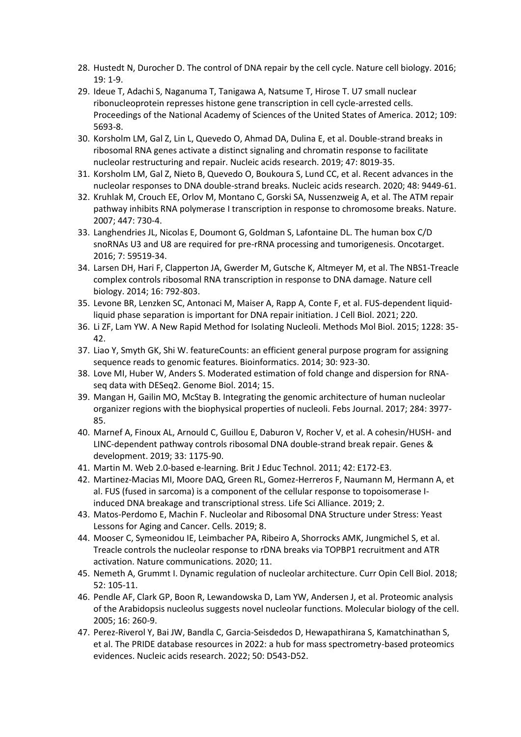28. Hustedt N, Durocher D. The control of DNA repair by the cell cycle. Nature cell biology. 2016; 19: 1-9.
29. Ideue T, Adachi S, Naganuma T, Tanigawa A, Natsume T, Hirose T. U7 small nuclear ribonucleoprotein represses histone gene transcription in cell cycle-arrested cells. Proceedings of the National Academy of Sciences of the United States of America. 2012; 109: 5693-8.
30. Korsholm LM, Gal Z, Lin L, Quevedo O, Ahmad DA, Dulina E, et al. Double-strand breaks in ribosomal RNA genes activate a distinct signaling and chromatin response to facilitate nucleolar restructuring and repair. Nucleic acids research. 2019; 47: 8019-35.
31. Korsholm LM, Gal Z, Nieto B, Quevedo O, Boukoura S, Lund CC, et al. Recent advances in the nucleolar responses to DNA double-strand breaks. Nucleic acids research. 2020; 48: 9449-61.
32. Kruhlak M, Crouch EE, Orlov M, Montano C, Gorski SA, Nussenzweig A, et al. The ATM repair pathway inhibits RNA polymerase I transcription in response to chromosome breaks. Nature. 2007; 447: 730-4.
33. Langhendries JL, Nicolas E, Doumont G, Goldman S, Lafontaine DL. The human box C/D snoRNAs U3 and U8 are required for pre-rRNA processing and tumorigenesis. Oncotarget. 2016; 7: 59519-34.
34. Larsen DH, Hari F, Clapperton JA, Gwerder M, Gutsche K, Altmeyer M, et al. The NBS1-Treacle complex controls ribosomal RNA transcription in response to DNA damage. Nature cell biology. 2014; 16: 792-803.
35. Levone BR, Lenzken SC, Antonaci M, Maiser A, Rapp A, Conte F, et al. FUS-dependent liquid-liquid phase separation is important for DNA repair initiation. J Cell Biol. 2021; 220.
36. Li ZF, Lam YW. A New Rapid Method for Isolating Nucleoli. Methods Mol Biol. 2015; 1228: 35-42.
37. Liao Y, Smyth GK, Shi W. featureCounts: an efficient general purpose program for assigning sequence reads to genomic features. Bioinformatics. 2014; 30: 923-30.
38. Love MI, Huber W, Anders S. Moderated estimation of fold change and dispersion for RNA-seq data with DESeq2. Genome Biol. 2014; 15.
39. Mangan H, Gailin MO, McStay B. Integrating the genomic architecture of human nucleolar organizer regions with the biophysical properties of nucleoli. Febs Journal. 2017; 284: 3977-85.
40. Marnef A, Finoux AL, Arnould C, Guillou E, Daburon V, Rocher V, et al. A cohesin/HUSH- and LINC-dependent pathway controls ribosomal DNA double-strand break repair. Genes & development. 2019; 33: 1175-90.
41. Martin M. Web 2.0-based e-learning. Brit J Educ Technol. 2011; 42: E172-E3.
42. Martinez-Macias MI, Moore DAQ, Green RL, Gomez-Herreros F, Naumann M, Hermann A, et al. FUS (fused in sarcoma) is a component of the cellular response to topoisomerase I-induced DNA breakage and transcriptional stress. Life Sci Alliance. 2019; 2.
43. Matos-Perdomo E, Machin F. Nucleolar and Ribosomal DNA Structure under Stress: Yeast Lessons for Aging and Cancer. Cells. 2019; 8.
44. Mooser C, Symeonidou IE, Leimbacher PA, Ribeiro A, Shorrocks AMK, Jungmichel S, et al. Treacle controls the nucleolar response to rDNA breaks via TOPBP1 recruitment and ATR activation. Nature communications. 2020; 11.
45. Nemeth A, Grummt I. Dynamic regulation of nucleolar architecture. Curr Opin Cell Biol. 2018; 52: 105-11.
46. Pendle AF, Clark GP, Boon R, Lewandowska D, Lam YW, Andersen J, et al. Proteomic analysis of the Arabidopsis nucleolus suggests novel nucleolar functions. Molecular biology of the cell. 2005; 16: 260-9.
47. Perez-Riverol Y, Bai JW, Bandla C, Garcia-Seisdedos D, Hewapathirana S, Kamatchinathan S, et al. The PRIDE database resources in 2022: a hub for mass spectrometry-based proteomics evidences. Nucleic acids research. 2022; 50: D543-D52.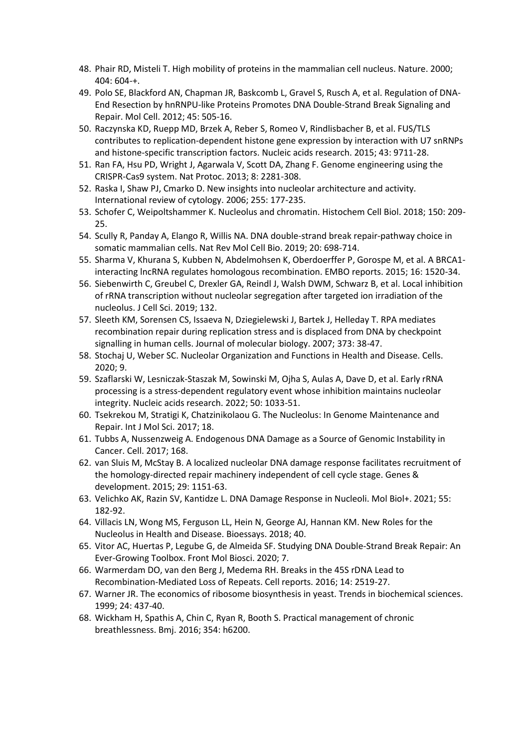48. Phair RD, Misteli T. High mobility of proteins in the mammalian cell nucleus. Nature. 2000; 404: 604-+.
49. Polo SE, Blackford AN, Chapman JR, Baskcomb L, Gravel S, Rusch A, et al. Regulation of DNA-End Resection by hnRNPU-like Proteins Promotes DNA Double-Strand Break Signaling and Repair. Mol Cell. 2012; 45: 505-16.
50. Raczynska KD, Ruepp MD, Brzek A, Reber S, Romeo V, Rindlisbacher B, et al. FUS/TLS contributes to replication-dependent histone gene expression by interaction with U7 snRNPs and histone-specific transcription factors. Nucleic acids research. 2015; 43: 9711-28.
51. Ran FA, Hsu PD, Wright J, Agarwala V, Scott DA, Zhang F. Genome engineering using the CRISPR-Cas9 system. Nat Protoc. 2013; 8: 2281-308.
52. Raska I, Shaw PJ, Cmarko D. New insights into nucleolar architecture and activity. International review of cytology. 2006; 255: 177-235.
53. Schofer C, Weipoltshammer K. Nucleolus and chromatin. Histochem Cell Biol. 2018; 150: 209-25.
54. Scully R, Panday A, Elango R, Willis NA. DNA double-strand break repair-pathway choice in somatic mammalian cells. Nat Rev Mol Cell Bio. 2019; 20: 698-714.
55. Sharma V, Khurana S, Kubben N, Abdelmohsen K, Oberdoerffer P, Gorospe M, et al. A BRCA1-interacting lncRNA regulates homologous recombination. EMBO reports. 2015; 16: 1520-34.
56. Siebenwirth C, Greubel C, Drexler GA, Reindl J, Walsh DWM, Schwarz B, et al. Local inhibition of rRNA transcription without nucleolar segregation after targeted ion irradiation of the nucleolus. J Cell Sci. 2019; 132.
57. Sleeth KM, Sorensen CS, Issaeva N, Dziegielewski J, Bartek J, Helleday T. RPA mediates recombination repair during replication stress and is displaced from DNA by checkpoint signalling in human cells. Journal of molecular biology. 2007; 373: 38-47.
58. Stochaj U, Weber SC. Nucleolar Organization and Functions in Health and Disease. Cells. 2020; 9.
59. Szaflarski W, Lesniczak-Staszak M, Sowinski M, Ojha S, Aulas A, Dave D, et al. Early rRNA processing is a stress-dependent regulatory event whose inhibition maintains nucleolar integrity. Nucleic acids research. 2022; 50: 1033-51.
60. Tsekrekou M, Stratigi K, Chatzinikolaou G. The Nucleolus: In Genome Maintenance and Repair. Int J Mol Sci. 2017; 18.
61. Tubbs A, Nussenzweig A. Endogenous DNA Damage as a Source of Genomic Instability in Cancer. Cell. 2017; 168.
62. van Sluis M, McStay B. A localized nucleolar DNA damage response facilitates recruitment of the homology-directed repair machinery independent of cell cycle stage. Genes & development. 2015; 29: 1151-63.
63. Velichko AK, Razin SV, Kantidze L. DNA Damage Response in Nucleoli. Mol Biol+. 2021; 55: 182-92.
64. Villacis LN, Wong MS, Ferguson LL, Hein N, George AJ, Hannan KM. New Roles for the Nucleolus in Health and Disease. Bioessays. 2018; 40.
65. Vitor AC, Huertas P, Legube G, de Almeida SF. Studying DNA Double-Strand Break Repair: An Ever-Growing Toolbox. Front Mol Biosci. 2020; 7.
66. Warmerdam DO, van den Berg J, Medema RH. Breaks in the 45S rDNA Lead to Recombination-Mediated Loss of Repeats. Cell reports. 2016; 14: 2519-27.
67. Warner JR. The economics of ribosome biosynthesis in yeast. Trends in biochemical sciences. 1999; 24: 437-40.
68. Wickham H, Spathis A, Chin C, Ryan R, Booth S. Practical management of chronic breathlessness. Bmj. 2016; 354: h6200.